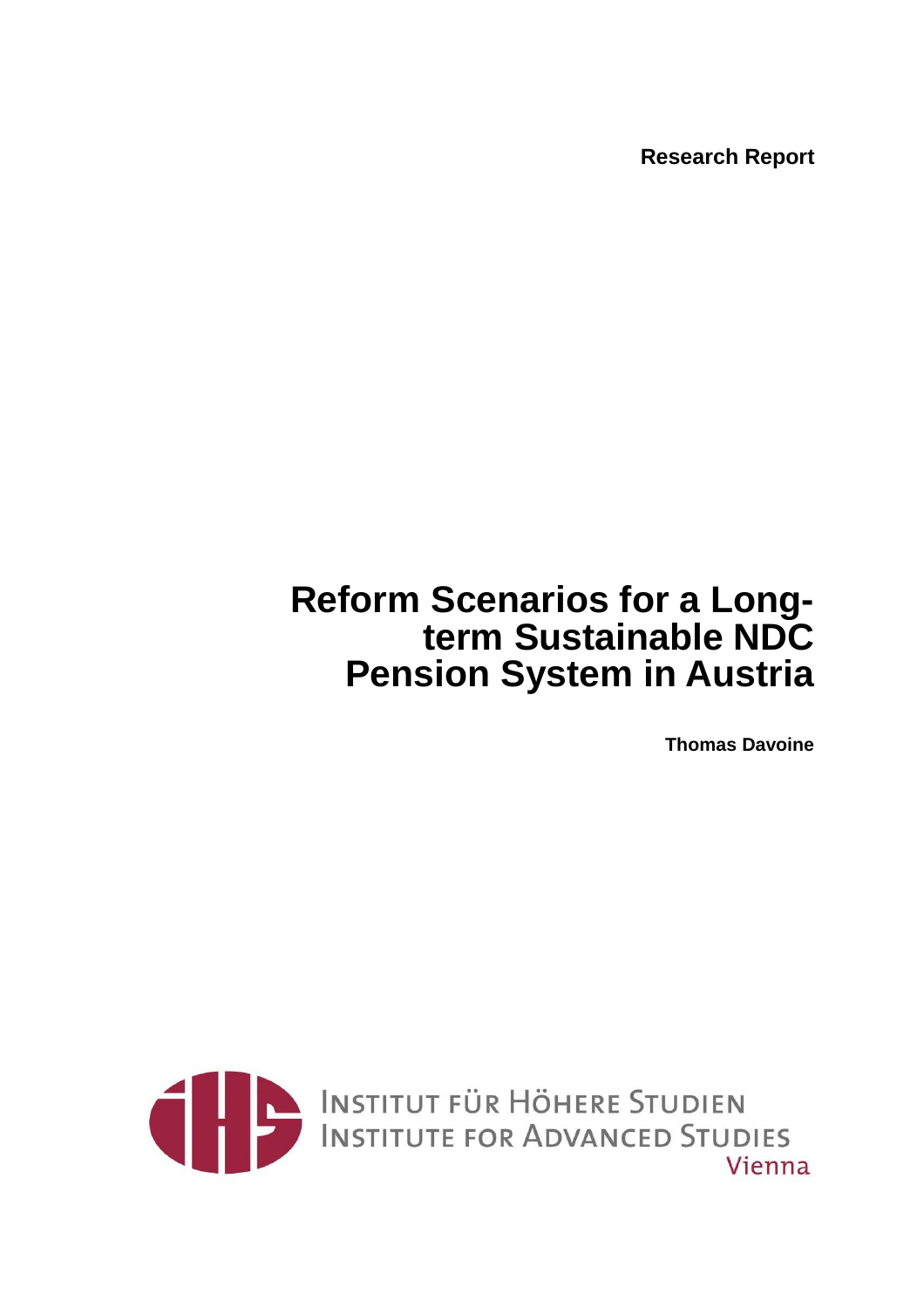**Research Report**

# Reform Scenarios for a Long-term Sustainable NDC Pension System in Austria

**Thomas Davoine**

INSTITUT FÜR HÖHERE STUDIEN
INSTITUTE FOR ADVANCED STUDIES
Vienna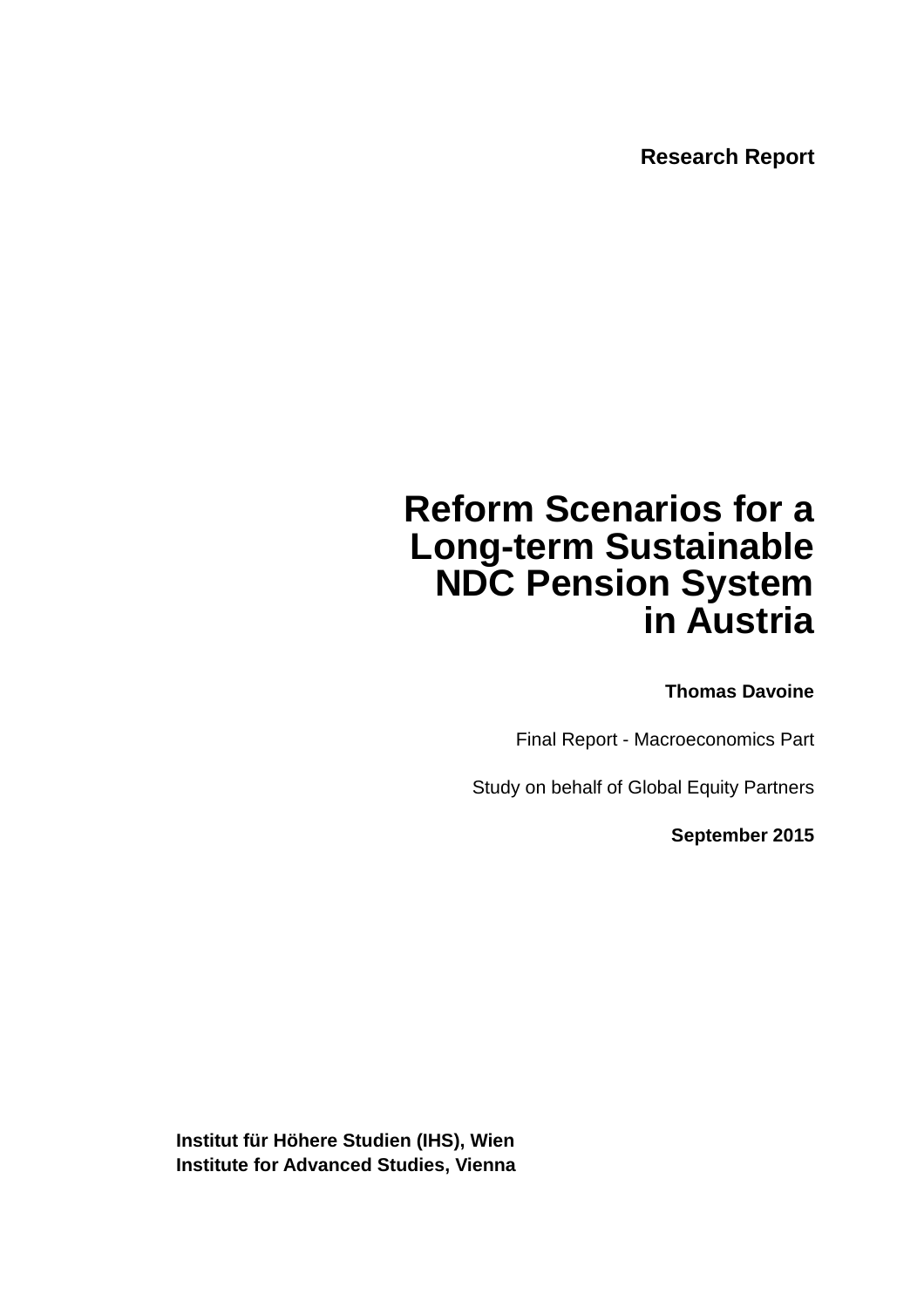**Research Report**

# Reform Scenarios for a Long-term Sustainable NDC Pension System in Austria

**Thomas Davoine**

Final Report - Macroeconomics Part

Study on behalf of Global Equity Partners

**September 2015**

**Institut für Höhere Studien (IHS), Wien**
**Institute for Advanced Studies, Vienna**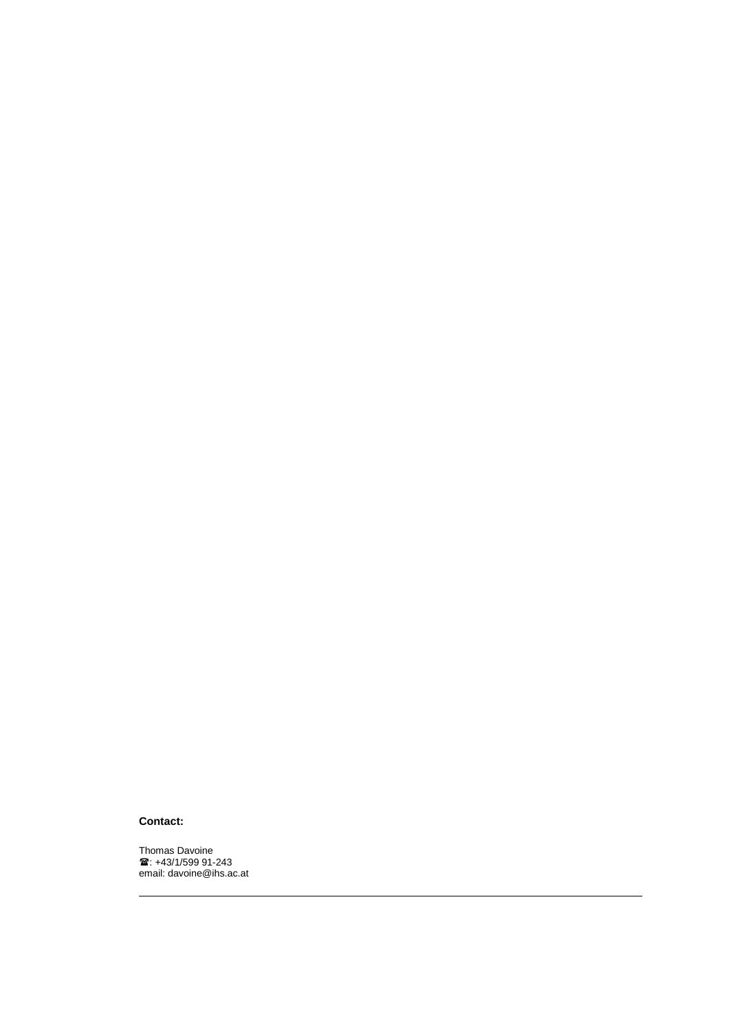**Contact:**

Thomas Davoine
☎: +43/1/599 91-243
email: davoine@ihs.ac.at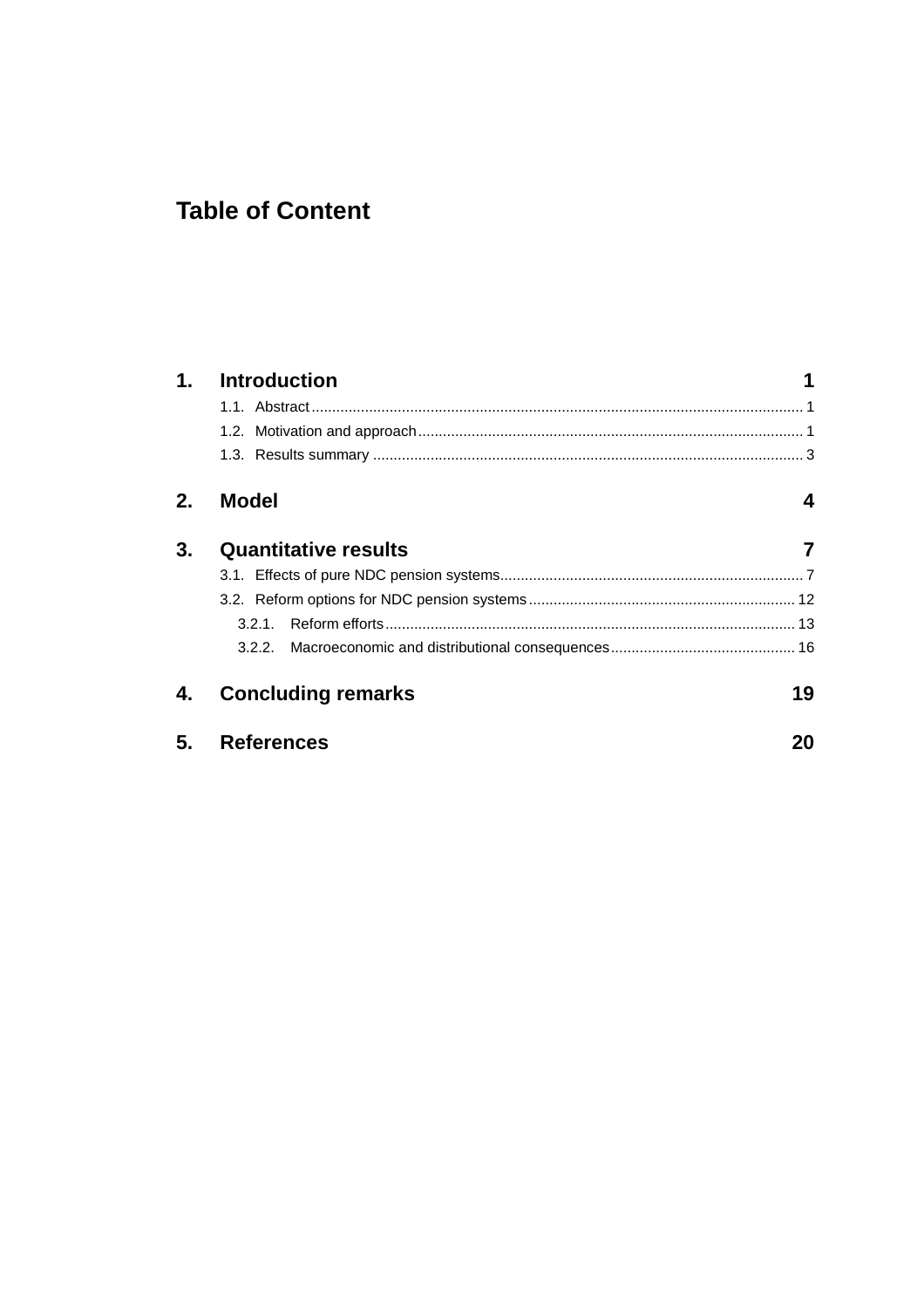# Table of Content

**1. Introduction** **1**

- 1.1. Abstract ..... 1
- 1.2. Motivation and approach ..... 1
- 1.3. Results summary ..... 3

**2. Model** **4**

**3. Quantitative results** **7**

- 3.1. Effects of pure NDC pension systems ..... 7
- 3.2. Reform options for NDC pension systems ..... 12
  - 3.2.1. Reform efforts ..... 13
  - 3.2.2. Macroeconomic and distributional consequences ..... 16

**4. Concluding remarks** **19**

**5. References** **20**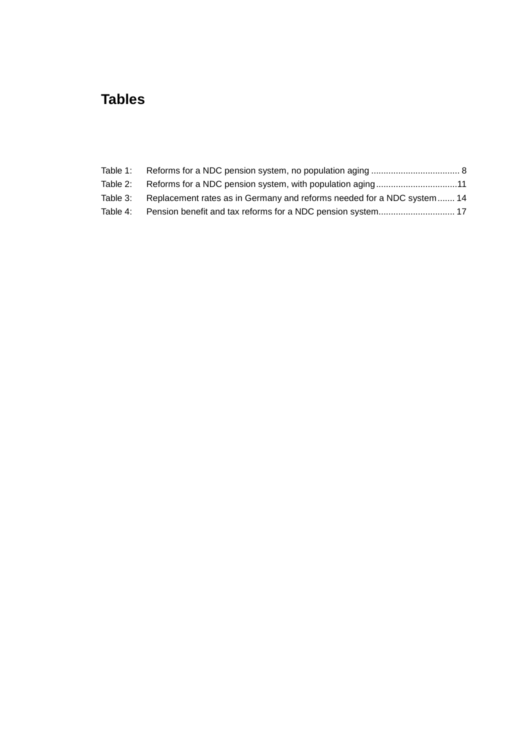# Tables

Table 1: Reforms for a NDC pension system, no population aging .................................... 8
Table 2: Reforms for a NDC pension system, with population aging.................................11
Table 3: Replacement rates as in Germany and reforms needed for a NDC system....... 14
Table 4: Pension benefit and tax reforms for a NDC pension system............................... 17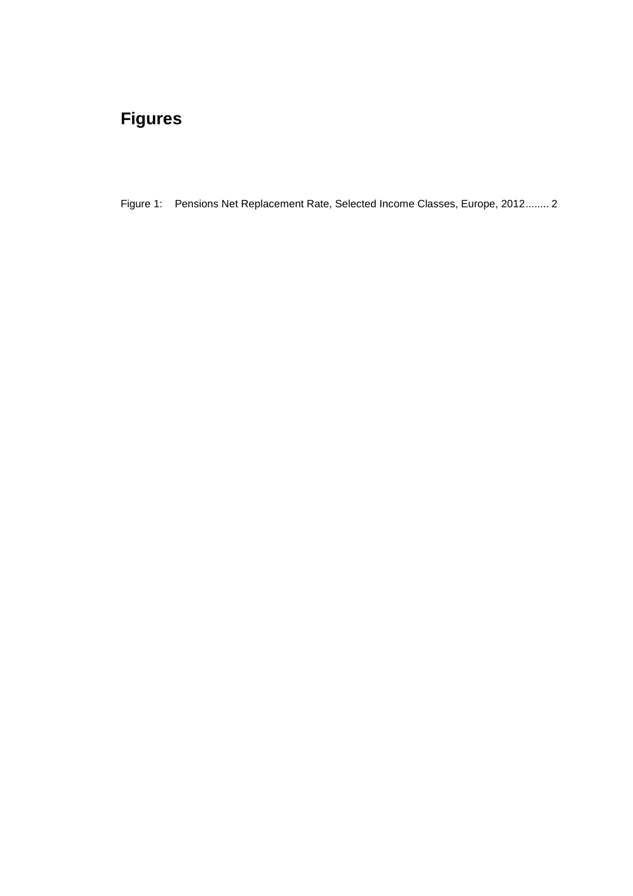# Figures

Figure 1: Pensions Net Replacement Rate, Selected Income Classes, Europe, 2012........ 2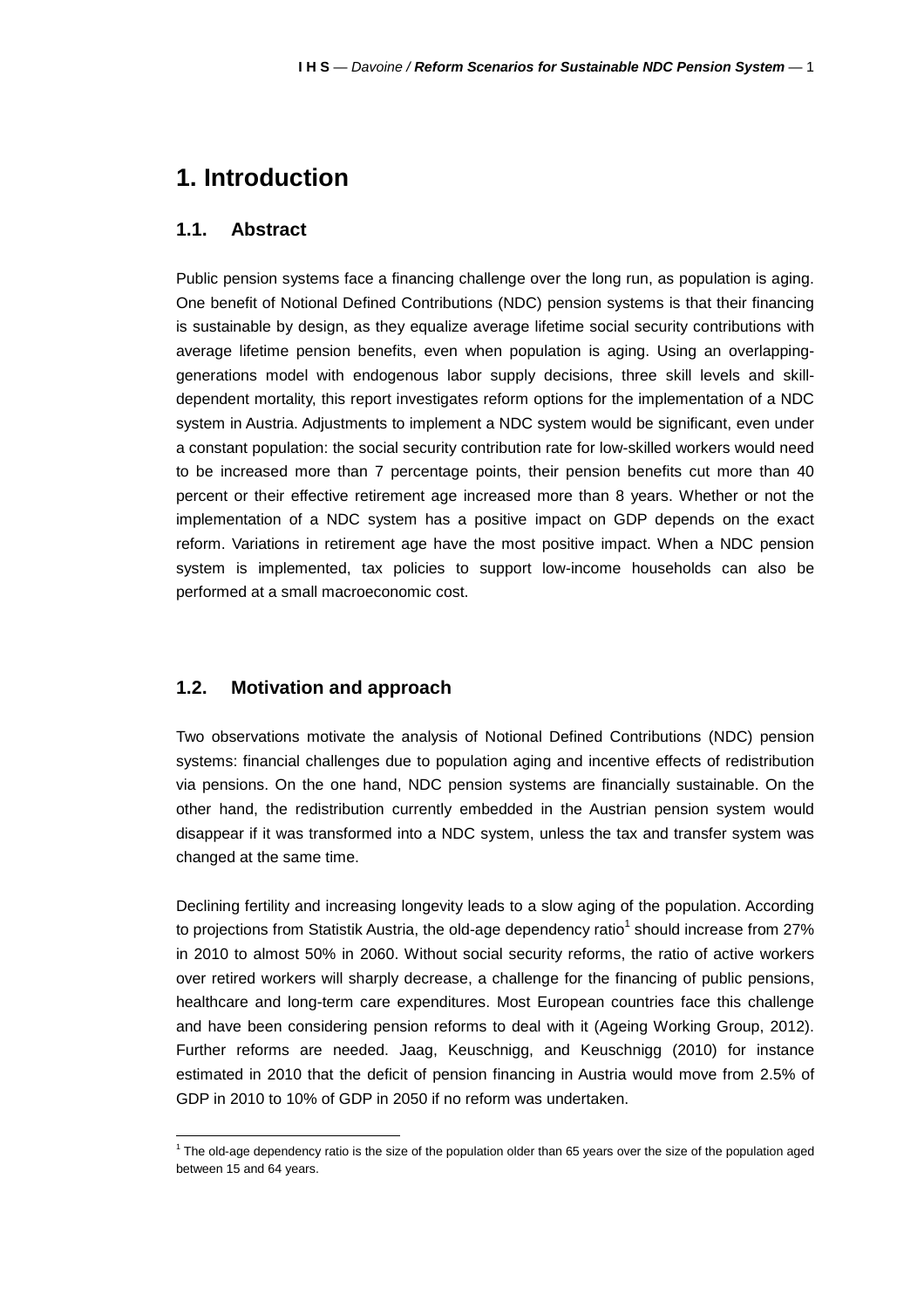# 1. Introduction

## 1.1. Abstract

Public pension systems face a financing challenge over the long run, as population is aging. One benefit of Notional Defined Contributions (NDC) pension systems is that their financing is sustainable by design, as they equalize average lifetime social security contributions with average lifetime pension benefits, even when population is aging. Using an overlapping-generations model with endogenous labor supply decisions, three skill levels and skill-dependent mortality, this report investigates reform options for the implementation of a NDC system in Austria. Adjustments to implement a NDC system would be significant, even under a constant population: the social security contribution rate for low-skilled workers would need to be increased more than 7 percentage points, their pension benefits cut more than 40 percent or their effective retirement age increased more than 8 years. Whether or not the implementation of a NDC system has a positive impact on GDP depends on the exact reform. Variations in retirement age have the most positive impact. When a NDC pension system is implemented, tax policies to support low-income households can also be performed at a small macroeconomic cost.

## 1.2. Motivation and approach

Two observations motivate the analysis of Notional Defined Contributions (NDC) pension systems: financial challenges due to population aging and incentive effects of redistribution via pensions. On the one hand, NDC pension systems are financially sustainable. On the other hand, the redistribution currently embedded in the Austrian pension system would disappear if it was transformed into a NDC system, unless the tax and transfer system was changed at the same time.

Declining fertility and increasing longevity leads to a slow aging of the population. According to projections from Statistik Austria, the old-age dependency ratio[1] should increase from 27% in 2010 to almost 50% in 2060. Without social security reforms, the ratio of active workers over retired workers will sharply decrease, a challenge for the financing of public pensions, healthcare and long-term care expenditures. Most European countries face this challenge and have been considering pension reforms to deal with it (Ageing Working Group, 2012). Further reforms are needed. Jaag, Keuschnigg, and Keuschnigg (2010) for instance estimated in 2010 that the deficit of pension financing in Austria would move from 2.5% of GDP in 2010 to 10% of GDP in 2050 if no reform was undertaken.

[1] The old-age dependency ratio is the size of the population older than 65 years over the size of the population aged between 15 and 64 years.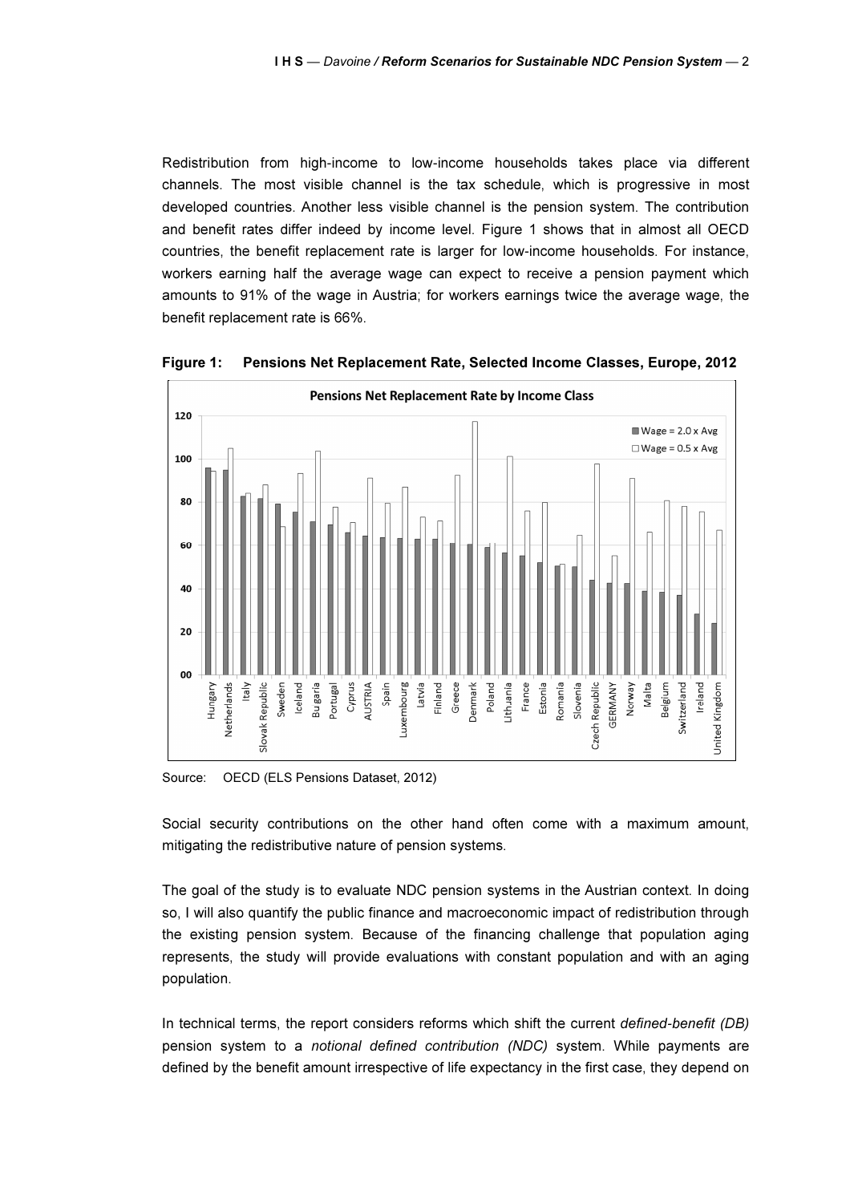Redistribution from high-income to low-income households takes place via different channels. The most visible channel is the tax schedule, which is progressive in most developed countries. Another less visible channel is the pension system. The contribution and benefit rates differ indeed by income level. Figure 1 shows that in almost all OECD countries, the benefit replacement rate is larger for low-income households. For instance, workers earning half the average wage can expect to receive a pension payment which amounts to 91% of the wage in Austria; for workers earnings twice the average wage, the benefit replacement rate is 66%.

**Figure 1: Pensions Net Replacement Rate, Selected Income Classes, Europe, 2012**

Source: OECD (ELS Pensions Dataset, 2012)

Social security contributions on the other hand often come with a maximum amount, mitigating the redistributive nature of pension systems.

The goal of the study is to evaluate NDC pension systems in the Austrian context. In doing so, I will also quantify the public finance and macroeconomic impact of redistribution through the existing pension system. Because of the financing challenge that population aging represents, the study will provide evaluations with constant population and with an aging population.

In technical terms, the report considers reforms which shift the current *defined-benefit (DB)* pension system to a *notional defined contribution (NDC)* system. While payments are defined by the benefit amount irrespective of life expectancy in the first case, they depend on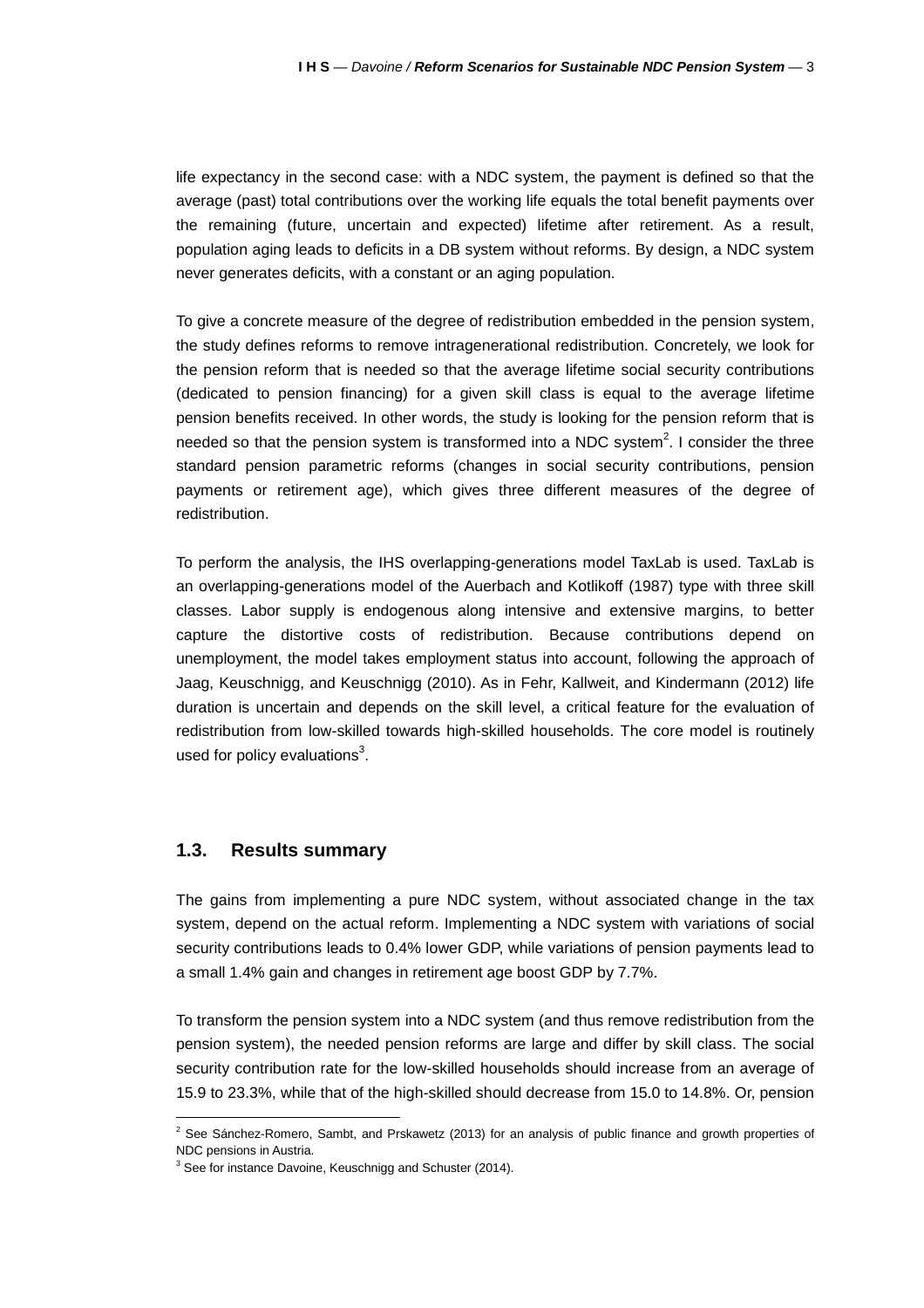life expectancy in the second case: with a NDC system, the payment is defined so that the average (past) total contributions over the working life equals the total benefit payments over the remaining (future, uncertain and expected) lifetime after retirement. As a result, population aging leads to deficits in a DB system without reforms. By design, a NDC system never generates deficits, with a constant or an aging population.

To give a concrete measure of the degree of redistribution embedded in the pension system, the study defines reforms to remove intragenerational redistribution. Concretely, we look for the pension reform that is needed so that the average lifetime social security contributions (dedicated to pension financing) for a given skill class is equal to the average lifetime pension benefits received. In other words, the study is looking for the pension reform that is needed so that the pension system is transformed into a NDC system[2]. I consider the three standard pension parametric reforms (changes in social security contributions, pension payments or retirement age), which gives three different measures of the degree of redistribution.

To perform the analysis, the IHS overlapping-generations model TaxLab is used. TaxLab is an overlapping-generations model of the Auerbach and Kotlikoff (1987) type with three skill classes. Labor supply is endogenous along intensive and extensive margins, to better capture the distortive costs of redistribution. Because contributions depend on unemployment, the model takes employment status into account, following the approach of Jaag, Keuschnigg, and Keuschnigg (2010). As in Fehr, Kallweit, and Kindermann (2012) life duration is uncertain and depends on the skill level, a critical feature for the evaluation of redistribution from low-skilled towards high-skilled households. The core model is routinely used for policy evaluations[3].

### 1.3. Results summary

The gains from implementing a pure NDC system, without associated change in the tax system, depend on the actual reform. Implementing a NDC system with variations of social security contributions leads to 0.4% lower GDP, while variations of pension payments lead to a small 1.4% gain and changes in retirement age boost GDP by 7.7%.

To transform the pension system into a NDC system (and thus remove redistribution from the pension system), the needed pension reforms are large and differ by skill class. The social security contribution rate for the low-skilled households should increase from an average of 15.9 to 23.3%, while that of the high-skilled should decrease from 15.0 to 14.8%. Or, pension

---

[2] See Sánchez-Romero, Sambt, and Prskawetz (2013) for an analysis of public finance and growth properties of NDC pensions in Austria.

[3] See for instance Davoine, Keuschnigg and Schuster (2014).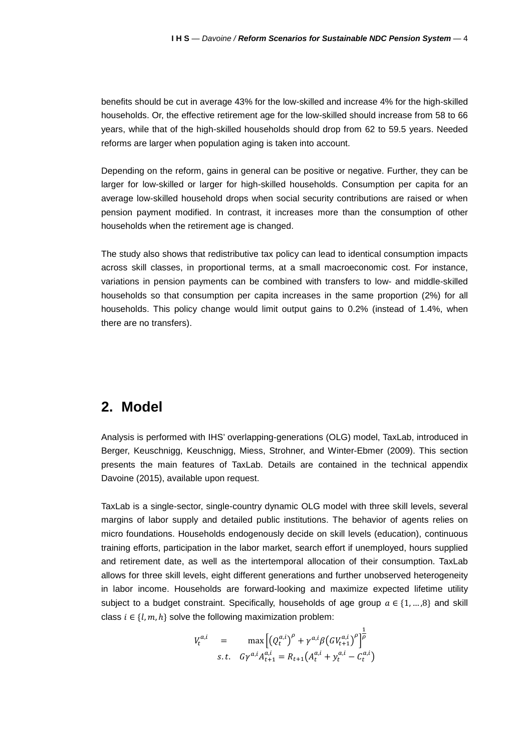benefits should be cut in average 43% for the low-skilled and increase 4% for the high-skilled households. Or, the effective retirement age for the low-skilled should increase from 58 to 66 years, while that of the high-skilled households should drop from 62 to 59.5 years. Needed reforms are larger when population aging is taken into account.

Depending on the reform, gains in general can be positive or negative. Further, they can be larger for low-skilled or larger for high-skilled households. Consumption per capita for an average low-skilled household drops when social security contributions are raised or when pension payment modified. In contrast, it increases more than the consumption of other households when the retirement age is changed.

The study also shows that redistributive tax policy can lead to identical consumption impacts across skill classes, in proportional terms, at a small macroeconomic cost. For instance, variations in pension payments can be combined with transfers to low- and middle-skilled households so that consumption per capita increases in the same proportion (2%) for all households. This policy change would limit output gains to 0.2% (instead of 1.4%, when there are no transfers).

## 2. Model

Analysis is performed with IHS' overlapping-generations (OLG) model, TaxLab, introduced in Berger, Keuschnigg, Keuschnigg, Miess, Strohner, and Winter-Ebmer (2009). This section presents the main features of TaxLab. Details are contained in the technical appendix Davoine (2015), available upon request.

TaxLab is a single-sector, single-country dynamic OLG model with three skill levels, several margins of labor supply and detailed public institutions. The behavior of agents relies on micro foundations. Households endogenously decide on skill levels (education), continuous training efforts, participation in the labor market, search effort if unemployed, hours supplied and retirement date, as well as the intertemporal allocation of their consumption. TaxLab allows for three skill levels, eight different generations and further unobserved heterogeneity in labor income. Households are forward-looking and maximize expected lifetime utility subject to a budget constraint. Specifically, households of age group $a \in \{1, \ldots, 8\}$ and skill class $i \in \{l, m, h\}$ solve the following maximization problem:

$$
\begin{aligned}
V_t^{a,i} \quad &= \quad \max \left[ \left(Q_t^{a,i}\right)^{\rho} + \gamma^{a,i} \beta \left(G V_{t+1}^{a,i}\right)^{\rho} \right]^{\frac{1}{\rho}} \\
&s.t. \quad G \gamma^{a,i} A_{t+1}^{a,i} = R_{t+1} \left(A_t^{a,i} + y_t^{a,i} - C_t^{a,i}\right)
\end{aligned}
$$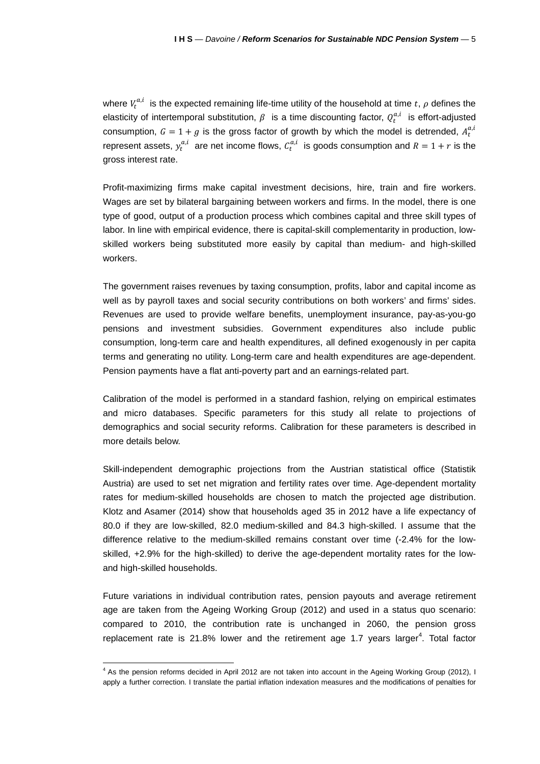where $V_t^{a,i}$ is the expected remaining life-time utility of the household at time $t$, $\rho$ defines the elasticity of intertemporal substitution, $\beta$ is a time discounting factor, $Q_t^{a,i}$ is effort-adjusted consumption, $G = 1 + g$ is the gross factor of growth by which the model is detrended, $A_t^{a,i}$ represent assets, $y_t^{a,i}$ are net income flows, $C_t^{a,i}$ is goods consumption and $R = 1 + r$ is the gross interest rate.

Profit-maximizing firms make capital investment decisions, hire, train and fire workers. Wages are set by bilateral bargaining between workers and firms. In the model, there is one type of good, output of a production process which combines capital and three skill types of labor. In line with empirical evidence, there is capital-skill complementarity in production, low-skilled workers being substituted more easily by capital than medium- and high-skilled workers.

The government raises revenues by taxing consumption, profits, labor and capital income as well as by payroll taxes and social security contributions on both workers' and firms' sides. Revenues are used to provide welfare benefits, unemployment insurance, pay-as-you-go pensions and investment subsidies. Government expenditures also include public consumption, long-term care and health expenditures, all defined exogenously in per capita terms and generating no utility. Long-term care and health expenditures are age-dependent. Pension payments have a flat anti-poverty part and an earnings-related part.

Calibration of the model is performed in a standard fashion, relying on empirical estimates and micro databases. Specific parameters for this study all relate to projections of demographics and social security reforms. Calibration for these parameters is described in more details below.

Skill-independent demographic projections from the Austrian statistical office (Statistik Austria) are used to set net migration and fertility rates over time. Age-dependent mortality rates for medium-skilled households are chosen to match the projected age distribution. Klotz and Asamer (2014) show that households aged 35 in 2012 have a life expectancy of 80.0 if they are low-skilled, 82.0 medium-skilled and 84.3 high-skilled. I assume that the difference relative to the medium-skilled remains constant over time (-2.4% for the low-skilled, +2.9% for the high-skilled) to derive the age-dependent mortality rates for the low- and high-skilled households.

Future variations in individual contribution rates, pension payouts and average retirement age are taken from the Ageing Working Group (2012) and used in a status quo scenario: compared to 2010, the contribution rate is unchanged in 2060, the pension gross replacement rate is 21.8% lower and the retirement age 1.7 years larger[4]. Total factor

[4] As the pension reforms decided in April 2012 are not taken into account in the Ageing Working Group (2012), I apply a further correction. I translate the partial inflation indexation measures and the modifications of penalties for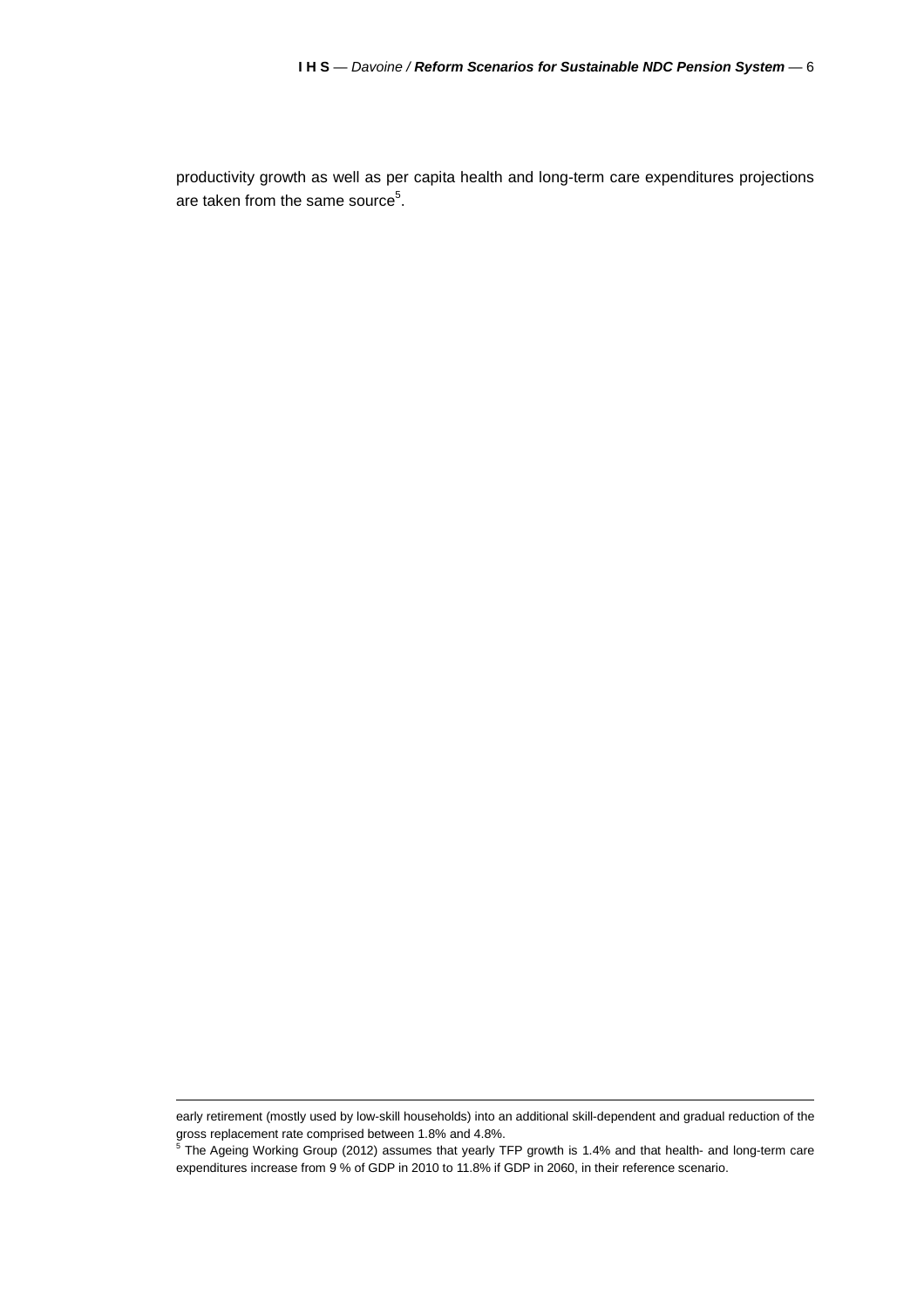productivity growth as well as per capita health and long-term care expenditures projections are taken from the same source[5].

---

early retirement (mostly used by low-skill households) into an additional skill-dependent and gradual reduction of the gross replacement rate comprised between 1.8% and 4.8%.

[5] The Ageing Working Group (2012) assumes that yearly TFP growth is 1.4% and that health- and long-term care expenditures increase from 9 % of GDP in 2010 to 11.8% if GDP in 2060, in their reference scenario.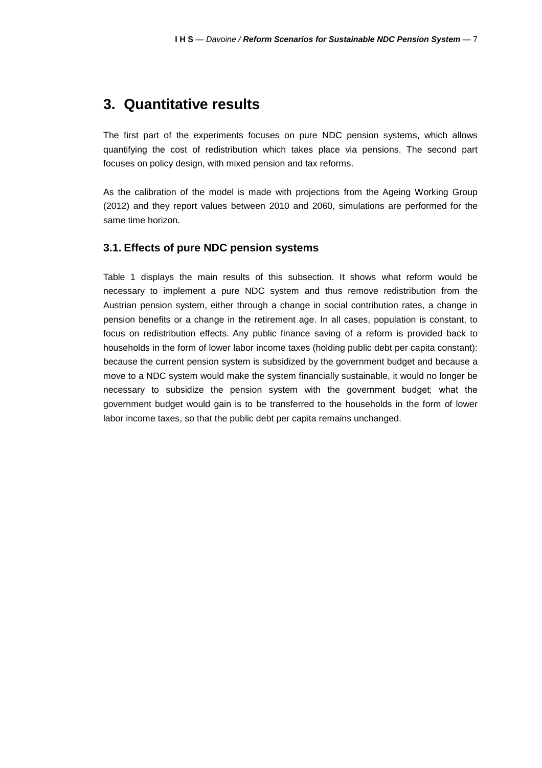# 3. Quantitative results

The first part of the experiments focuses on pure NDC pension systems, which allows quantifying the cost of redistribution which takes place via pensions. The second part focuses on policy design, with mixed pension and tax reforms.

As the calibration of the model is made with projections from the Ageing Working Group (2012) and they report values between 2010 and 2060, simulations are performed for the same time horizon.

## 3.1. Effects of pure NDC pension systems

Table 1 displays the main results of this subsection. It shows what reform would be necessary to implement a pure NDC system and thus remove redistribution from the Austrian pension system, either through a change in social contribution rates, a change in pension benefits or a change in the retirement age. In all cases, population is constant, to focus on redistribution effects. Any public finance saving of a reform is provided back to households in the form of lower labor income taxes (holding public debt per capita constant): because the current pension system is subsidized by the government budget and because a move to a NDC system would make the system financially sustainable, it would no longer be necessary to subsidize the pension system with the government budget; what the government budget would gain is to be transferred to the households in the form of lower labor income taxes, so that the public debt per capita remains unchanged.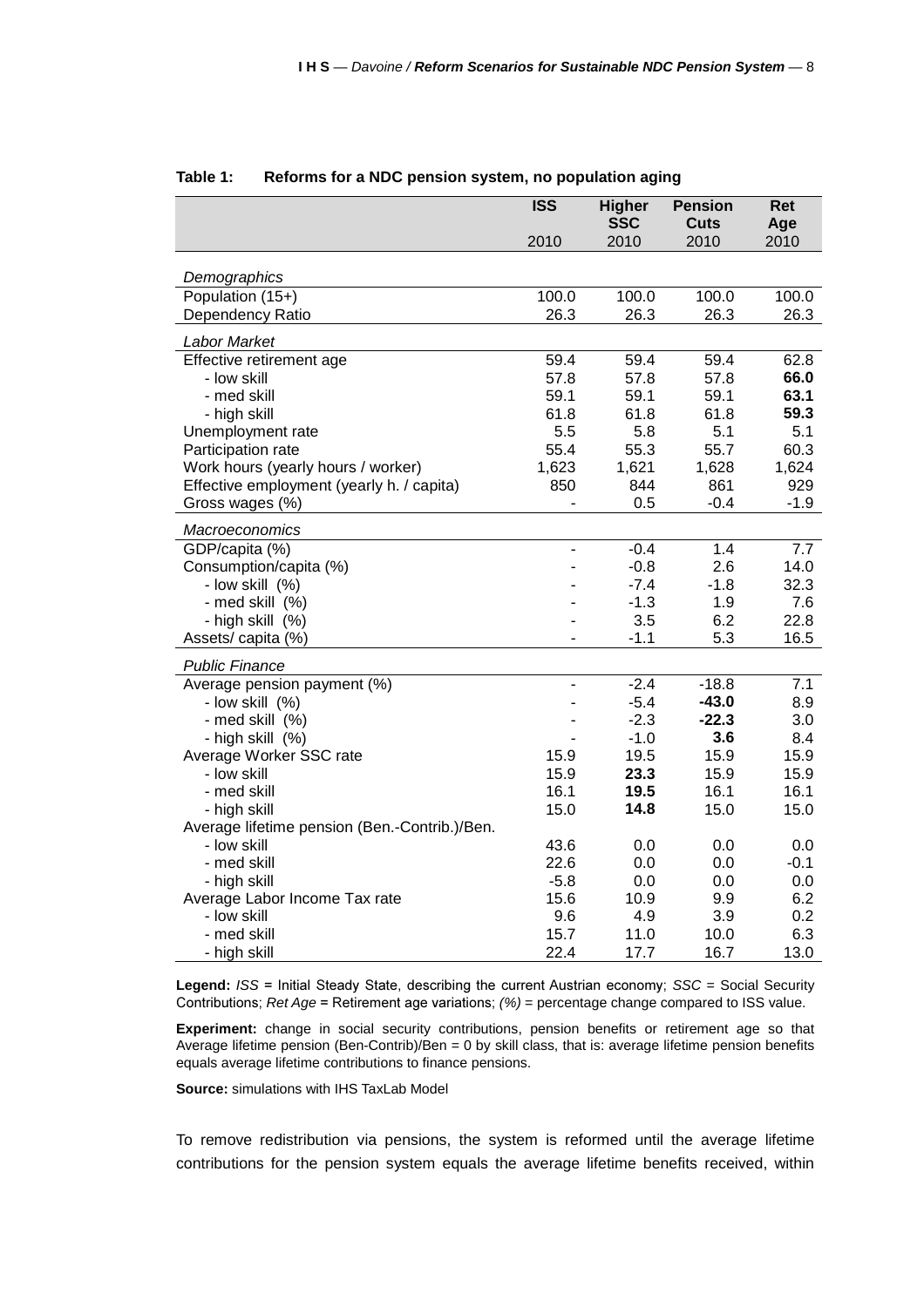**Table 1: Reforms for a NDC pension system, no population aging**

| | ISS<br>2010 | Higher SSC<br>2010 | Pension Cuts<br>2010 | Ret Age<br>2010 |
|---|---|---|---|---|
| *Demographics* | | | | |
| Population (15+) | 100.0 | 100.0 | 100.0 | 100.0 |
| Dependency Ratio | 26.3 | 26.3 | 26.3 | 26.3 |
| *Labor Market* | | | | |
| Effective retirement age | 59.4 | 59.4 | 59.4 | 62.8 |
| - low skill | 57.8 | 57.8 | 57.8 | **66.0** |
| - med skill | 59.1 | 59.1 | 59.1 | **63.1** |
| - high skill | 61.8 | 61.8 | 61.8 | **59.3** |
| Unemployment rate | 5.5 | 5.8 | 5.1 | 5.1 |
| Participation rate | 55.4 | 55.3 | 55.7 | 60.3 |
| Work hours (yearly hours / worker) | 1,623 | 1,621 | 1,628 | 1,624 |
| Effective employment (yearly h. / capita) | 850 | 844 | 861 | 929 |
| Gross wages (%) | - | 0.5 | -0.4 | -1.9 |
| *Macroeconomics* | | | | |
| GDP/capita (%) | - | -0.4 | 1.4 | 7.7 |
| Consumption/capita (%) | - | -0.8 | 2.6 | 14.0 |
| - low skill (%) | - | -7.4 | -1.8 | 32.3 |
| - med skill (%) | - | -1.3 | 1.9 | 7.6 |
| - high skill (%) | - | 3.5 | 6.2 | 22.8 |
| Assets/ capita (%) | - | -1.1 | 5.3 | 16.5 |
| *Public Finance* | | | | |
| Average pension payment (%) | - | -2.4 | -18.8 | 7.1 |
| - low skill (%) | - | -5.4 | **-43.0** | 8.9 |
| - med skill (%) | - | -2.3 | **-22.3** | 3.0 |
| - high skill (%) | - | -1.0 | **3.6** | 8.4 |
| Average Worker SSC rate | 15.9 | 19.5 | 15.9 | 15.9 |
| - low skill | 15.9 | **23.3** | 15.9 | 15.9 |
| - med skill | 16.1 | **19.5** | 16.1 | 16.1 |
| - high skill | 15.0 | **14.8** | 15.0 | 15.0 |
| Average lifetime pension (Ben.-Contrib.)/Ben. | | | | |
| - low skill | 43.6 | 0.0 | 0.0 | 0.0 |
| - med skill | 22.6 | 0.0 | 0.0 | -0.1 |
| - high skill | -5.8 | 0.0 | 0.0 | 0.0 |
| Average Labor Income Tax rate | 15.6 | 10.9 | 9.9 | 6.2 |
| - low skill | 9.6 | 4.9 | 3.9 | 0.2 |
| - med skill | 15.7 | 11.0 | 10.0 | 6.3 |
| - high skill | 22.4 | 17.7 | 16.7 | 13.0 |

**Legend:** *ISS* = Initial Steady State, describing the current Austrian economy; *SSC* = Social Security Contributions; *Ret Age* = Retirement age variations; *(%)* = percentage change compared to ISS value.

**Experiment:** change in social security contributions, pension benefits or retirement age so that Average lifetime pension (Ben-Contrib)/Ben = 0 by skill class, that is: average lifetime pension benefits equals average lifetime contributions to finance pensions.

**Source:** simulations with IHS TaxLab Model

To remove redistribution via pensions, the system is reformed until the average lifetime contributions for the pension system equals the average lifetime benefits received, within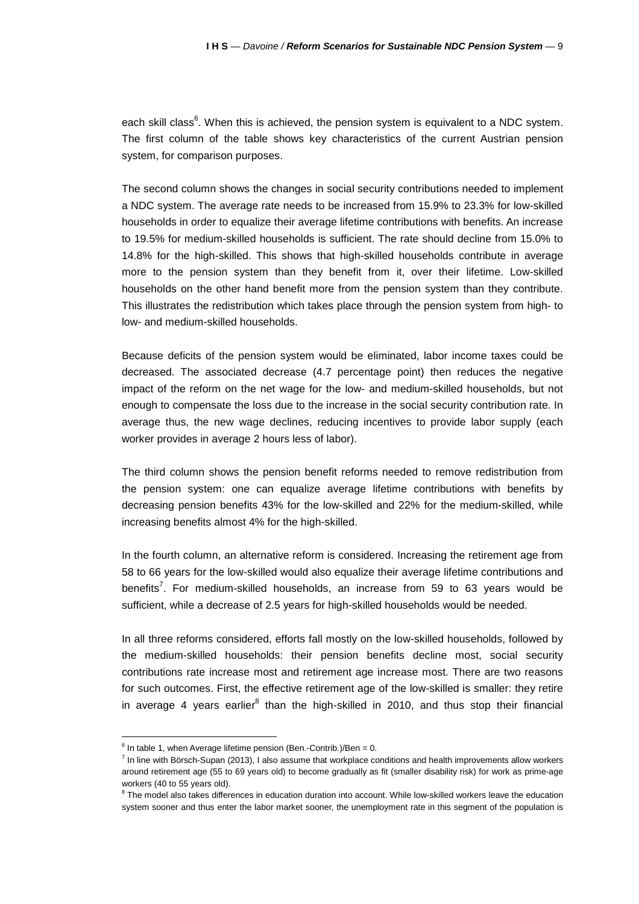each skill class[6]. When this is achieved, the pension system is equivalent to a NDC system. The first column of the table shows key characteristics of the current Austrian pension system, for comparison purposes.

The second column shows the changes in social security contributions needed to implement a NDC system. The average rate needs to be increased from 15.9% to 23.3% for low-skilled households in order to equalize their average lifetime contributions with benefits. An increase to 19.5% for medium-skilled households is sufficient. The rate should decline from 15.0% to 14.8% for the high-skilled. This shows that high-skilled households contribute in average more to the pension system than they benefit from it, over their lifetime. Low-skilled households on the other hand benefit more from the pension system than they contribute. This illustrates the redistribution which takes place through the pension system from high- to low- and medium-skilled households.

Because deficits of the pension system would be eliminated, labor income taxes could be decreased. The associated decrease (4.7 percentage point) then reduces the negative impact of the reform on the net wage for the low- and medium-skilled households, but not enough to compensate the loss due to the increase in the social security contribution rate. In average thus, the new wage declines, reducing incentives to provide labor supply (each worker provides in average 2 hours less of labor).

The third column shows the pension benefit reforms needed to remove redistribution from the pension system: one can equalize average lifetime contributions with benefits by decreasing pension benefits 43% for the low-skilled and 22% for the medium-skilled, while increasing benefits almost 4% for the high-skilled.

In the fourth column, an alternative reform is considered. Increasing the retirement age from 58 to 66 years for the low-skilled would also equalize their average lifetime contributions and benefits[7]. For medium-skilled households, an increase from 59 to 63 years would be sufficient, while a decrease of 2.5 years for high-skilled households would be needed.

In all three reforms considered, efforts fall mostly on the low-skilled households, followed by the medium-skilled households: their pension benefits decline most, social security contributions rate increase most and retirement age increase most. There are two reasons for such outcomes. First, the effective retirement age of the low-skilled is smaller: they retire in average 4 years earlier[8] than the high-skilled in 2010, and thus stop their financial

---

[6] In table 1, when Average lifetime pension (Ben.-Contrib.)/Ben = 0.

[7] In line with Börsch-Supan (2013), I also assume that workplace conditions and health improvements allow workers around retirement age (55 to 69 years old) to become gradually as fit (smaller disability risk) for work as prime-age workers (40 to 55 years old).

[8] The model also takes differences in education duration into account. While low-skilled workers leave the education system sooner and thus enter the labor market sooner, the unemployment rate in this segment of the population is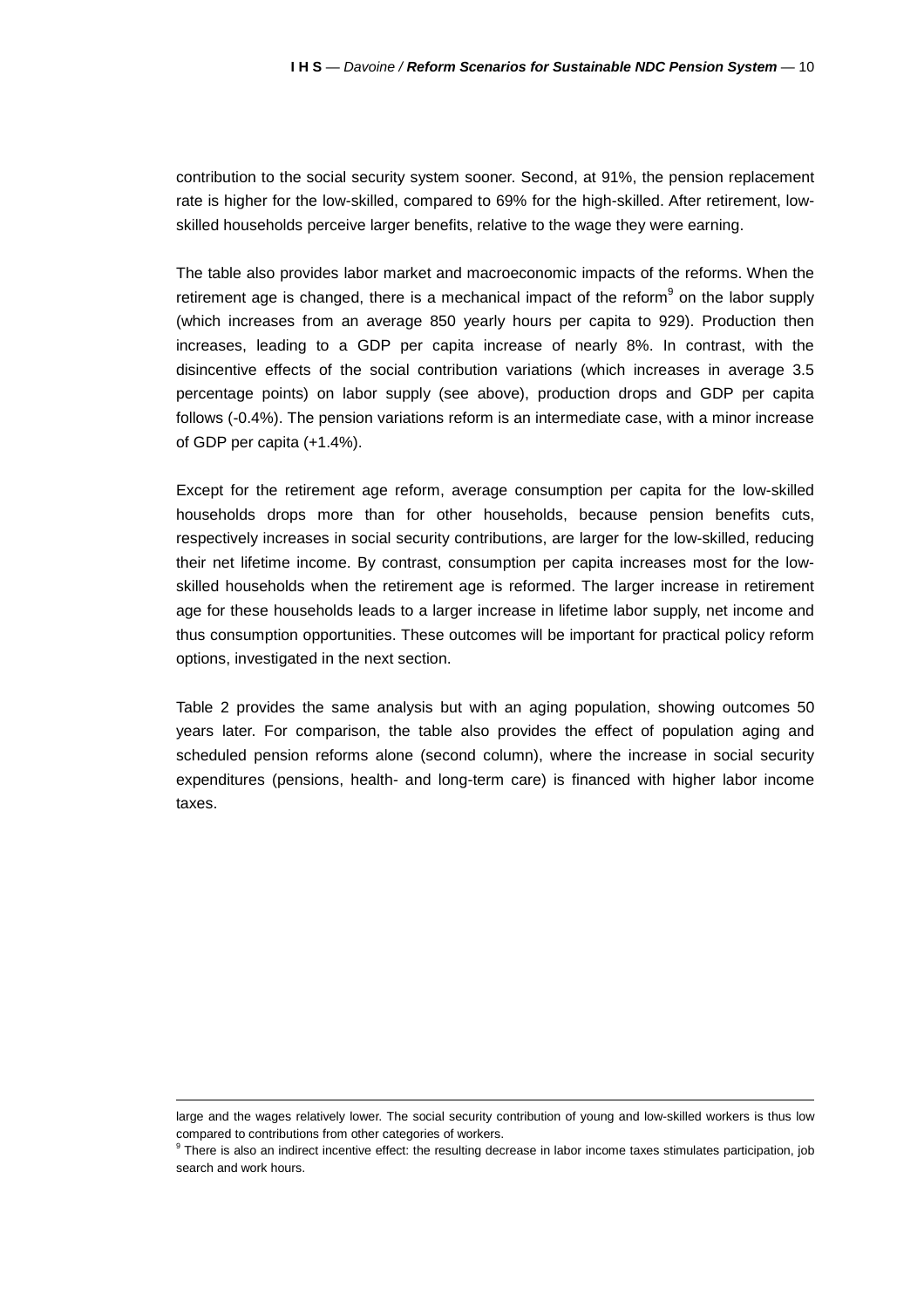contribution to the social security system sooner. Second, at 91%, the pension replacement rate is higher for the low-skilled, compared to 69% for the high-skilled. After retirement, low-skilled households perceive larger benefits, relative to the wage they were earning.

The table also provides labor market and macroeconomic impacts of the reforms. When the retirement age is changed, there is a mechanical impact of the reform[9] on the labor supply (which increases from an average 850 yearly hours per capita to 929). Production then increases, leading to a GDP per capita increase of nearly 8%. In contrast, with the disincentive effects of the social contribution variations (which increases in average 3.5 percentage points) on labor supply (see above), production drops and GDP per capita follows (-0.4%). The pension variations reform is an intermediate case, with a minor increase of GDP per capita (+1.4%).

Except for the retirement age reform, average consumption per capita for the low-skilled households drops more than for other households, because pension benefits cuts, respectively increases in social security contributions, are larger for the low-skilled, reducing their net lifetime income. By contrast, consumption per capita increases most for the low-skilled households when the retirement age is reformed. The larger increase in retirement age for these households leads to a larger increase in lifetime labor supply, net income and thus consumption opportunities. These outcomes will be important for practical policy reform options, investigated in the next section.

Table 2 provides the same analysis but with an aging population, showing outcomes 50 years later. For comparison, the table also provides the effect of population aging and scheduled pension reforms alone (second column), where the increase in social security expenditures (pensions, health- and long-term care) is financed with higher labor income taxes.

---

large and the wages relatively lower. The social security contribution of young and low-skilled workers is thus low compared to contributions from other categories of workers.

[9] There is also an indirect incentive effect: the resulting decrease in labor income taxes stimulates participation, job search and work hours.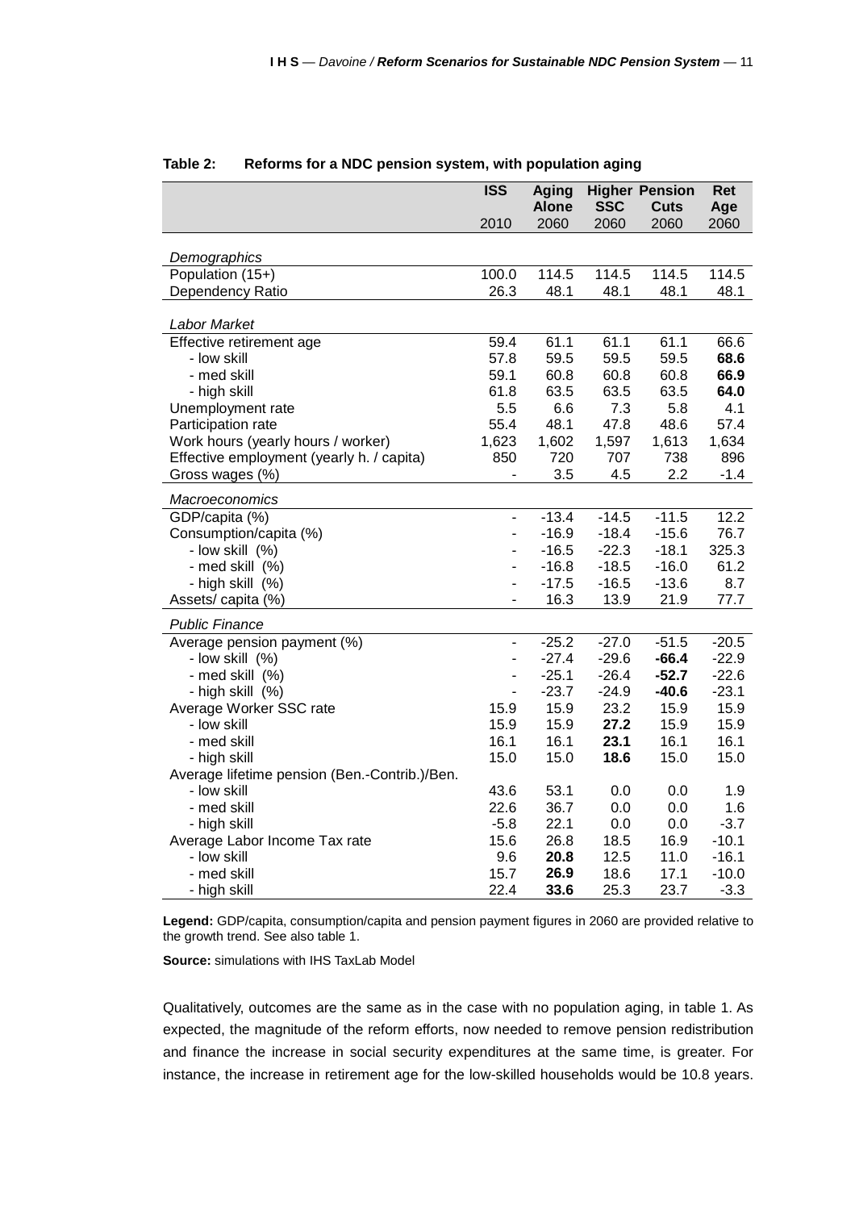**Table 2: Reforms for a NDC pension system, with population aging**

| | ISS 2010 | Aging Alone 2060 | Higher SSC 2060 | Pension Cuts 2060 | Ret Age 2060 |
|---|---|---|---|---|---|
| *Demographics* | | | | | |
| Population (15+) | 100.0 | 114.5 | 114.5 | 114.5 | 114.5 |
| Dependency Ratio | 26.3 | 48.1 | 48.1 | 48.1 | 48.1 |
| *Labor Market* | | | | | |
| Effective retirement age | 59.4 | 61.1 | 61.1 | 61.1 | 66.6 |
| - low skill | 57.8 | 59.5 | 59.5 | 59.5 | **68.6** |
| - med skill | 59.1 | 60.8 | 60.8 | 60.8 | **66.9** |
| - high skill | 61.8 | 63.5 | 63.5 | 63.5 | **64.0** |
| Unemployment rate | 5.5 | 6.6 | 7.3 | 5.8 | 4.1 |
| Participation rate | 55.4 | 48.1 | 47.8 | 48.6 | 57.4 |
| Work hours (yearly hours / worker) | 1,623 | 1,602 | 1,597 | 1,613 | 1,634 |
| Effective employment (yearly h. / capita) | 850 | 720 | 707 | 738 | 896 |
| Gross wages (%) | - | 3.5 | 4.5 | 2.2 | -1.4 |
| *Macroeconomics* | | | | | |
| GDP/capita (%) | - | -13.4 | -14.5 | -11.5 | 12.2 |
| Consumption/capita (%) | - | -16.9 | -18.4 | -15.6 | 76.7 |
| - low skill (%) | - | -16.5 | -22.3 | -18.1 | 325.3 |
| - med skill (%) | - | -16.8 | -18.5 | -16.0 | 61.2 |
| - high skill (%) | - | -17.5 | -16.5 | -13.6 | 8.7 |
| Assets/ capita (%) | - | 16.3 | 13.9 | 21.9 | 77.7 |
| *Public Finance* | | | | | |
| Average pension payment (%) | - | -25.2 | -27.0 | -51.5 | -20.5 |
| - low skill (%) | - | -27.4 | -29.6 | **-66.4** | -22.9 |
| - med skill (%) | - | -25.1 | -26.4 | **-52.7** | -22.6 |
| - high skill (%) | - | -23.7 | -24.9 | **-40.6** | -23.1 |
| Average Worker SSC rate | 15.9 | 15.9 | 23.2 | 15.9 | 15.9 |
| - low skill | 15.9 | 15.9 | **27.2** | 15.9 | 15.9 |
| - med skill | 16.1 | 16.1 | **23.1** | 16.1 | 16.1 |
| - high skill | 15.0 | 15.0 | **18.6** | 15.0 | 15.0 |
| Average lifetime pension (Ben.-Contrib.)/Ben. | | | | | |
| - low skill | 43.6 | 53.1 | 0.0 | 0.0 | 1.9 |
| - med skill | 22.6 | 36.7 | 0.0 | 0.0 | 1.6 |
| - high skill | -5.8 | 22.1 | 0.0 | 0.0 | -3.7 |
| Average Labor Income Tax rate | 15.6 | 26.8 | 18.5 | 16.9 | -10.1 |
| - low skill | 9.6 | **20.8** | 12.5 | 11.0 | -16.1 |
| - med skill | 15.7 | **26.9** | 18.6 | 17.1 | -10.0 |
| - high skill | 22.4 | **33.6** | 25.3 | 23.7 | -3.3 |

**Legend:** GDP/capita, consumption/capita and pension payment figures in 2060 are provided relative to the growth trend. See also table 1.

**Source:** simulations with IHS TaxLab Model

Qualitatively, outcomes are the same as in the case with no population aging, in table 1. As expected, the magnitude of the reform efforts, now needed to remove pension redistribution and finance the increase in social security expenditures at the same time, is greater. For instance, the increase in retirement age for the low-skilled households would be 10.8 years.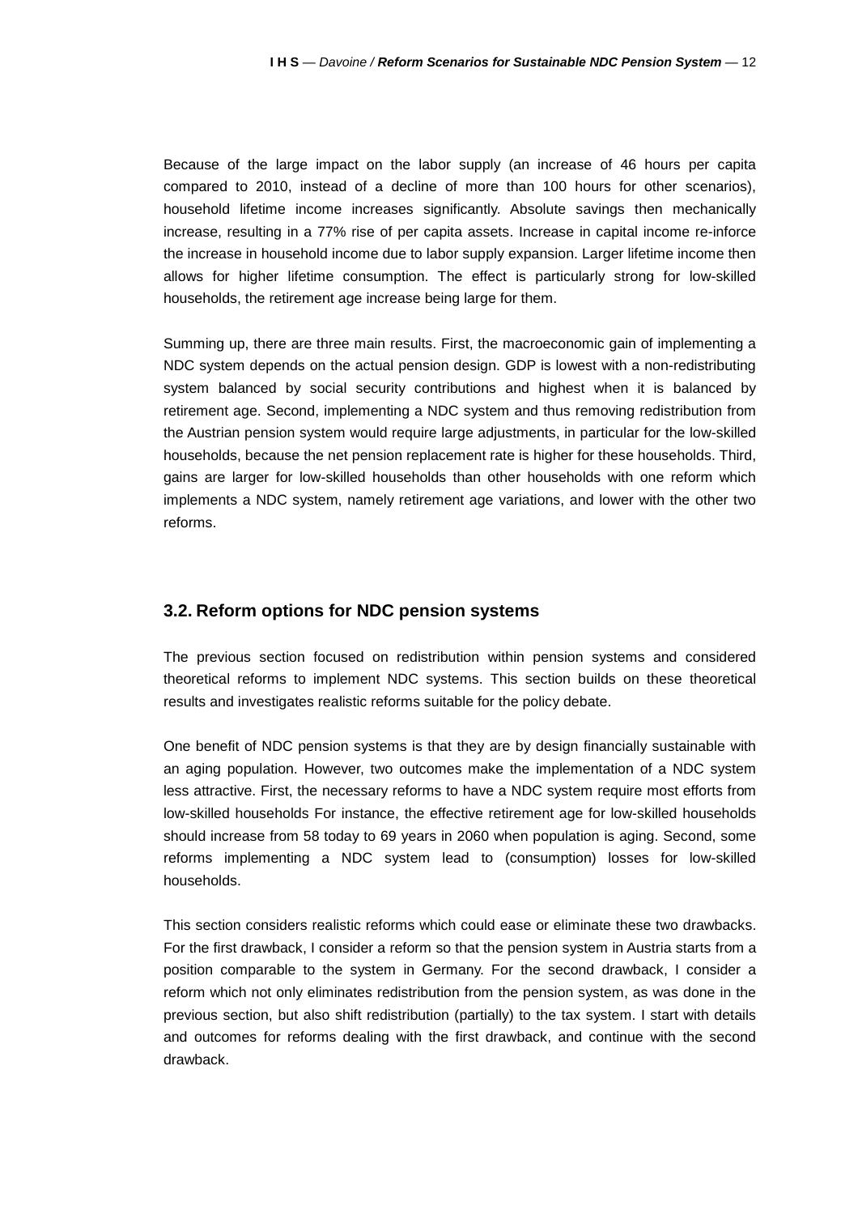Because of the large impact on the labor supply (an increase of 46 hours per capita compared to 2010, instead of a decline of more than 100 hours for other scenarios), household lifetime income increases significantly. Absolute savings then mechanically increase, resulting in a 77% rise of per capita assets. Increase in capital income re-inforce the increase in household income due to labor supply expansion. Larger lifetime income then allows for higher lifetime consumption. The effect is particularly strong for low-skilled households, the retirement age increase being large for them.

Summing up, there are three main results. First, the macroeconomic gain of implementing a NDC system depends on the actual pension design. GDP is lowest with a non-redistributing system balanced by social security contributions and highest when it is balanced by retirement age. Second, implementing a NDC system and thus removing redistribution from the Austrian pension system would require large adjustments, in particular for the low-skilled households, because the net pension replacement rate is higher for these households. Third, gains are larger for low-skilled households than other households with one reform which implements a NDC system, namely retirement age variations, and lower with the other two reforms.

## 3.2. Reform options for NDC pension systems

The previous section focused on redistribution within pension systems and considered theoretical reforms to implement NDC systems. This section builds on these theoretical results and investigates realistic reforms suitable for the policy debate.

One benefit of NDC pension systems is that they are by design financially sustainable with an aging population. However, two outcomes make the implementation of a NDC system less attractive. First, the necessary reforms to have a NDC system require most efforts from low-skilled households For instance, the effective retirement age for low-skilled households should increase from 58 today to 69 years in 2060 when population is aging. Second, some reforms implementing a NDC system lead to (consumption) losses for low-skilled households.

This section considers realistic reforms which could ease or eliminate these two drawbacks. For the first drawback, I consider a reform so that the pension system in Austria starts from a position comparable to the system in Germany. For the second drawback, I consider a reform which not only eliminates redistribution from the pension system, as was done in the previous section, but also shift redistribution (partially) to the tax system. I start with details and outcomes for reforms dealing with the first drawback, and continue with the second drawback.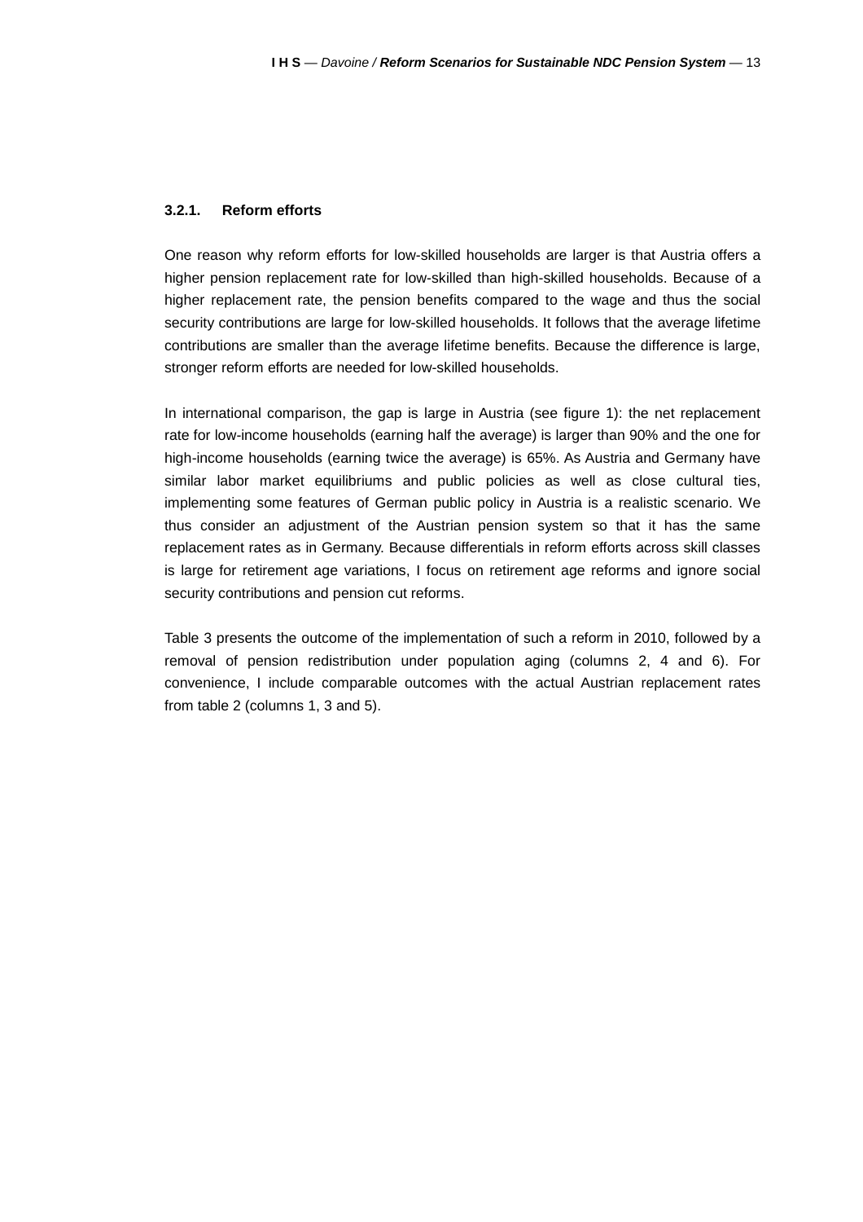### 3.2.1. Reform efforts

One reason why reform efforts for low-skilled households are larger is that Austria offers a higher pension replacement rate for low-skilled than high-skilled households. Because of a higher replacement rate, the pension benefits compared to the wage and thus the social security contributions are large for low-skilled households. It follows that the average lifetime contributions are smaller than the average lifetime benefits. Because the difference is large, stronger reform efforts are needed for low-skilled households.

In international comparison, the gap is large in Austria (see figure 1): the net replacement rate for low-income households (earning half the average) is larger than 90% and the one for high-income households (earning twice the average) is 65%. As Austria and Germany have similar labor market equilibriums and public policies as well as close cultural ties, implementing some features of German public policy in Austria is a realistic scenario. We thus consider an adjustment of the Austrian pension system so that it has the same replacement rates as in Germany. Because differentials in reform efforts across skill classes is large for retirement age variations, I focus on retirement age reforms and ignore social security contributions and pension cut reforms.

Table 3 presents the outcome of the implementation of such a reform in 2010, followed by a removal of pension redistribution under population aging (columns 2, 4 and 6). For convenience, I include comparable outcomes with the actual Austrian replacement rates from table 2 (columns 1, 3 and 5).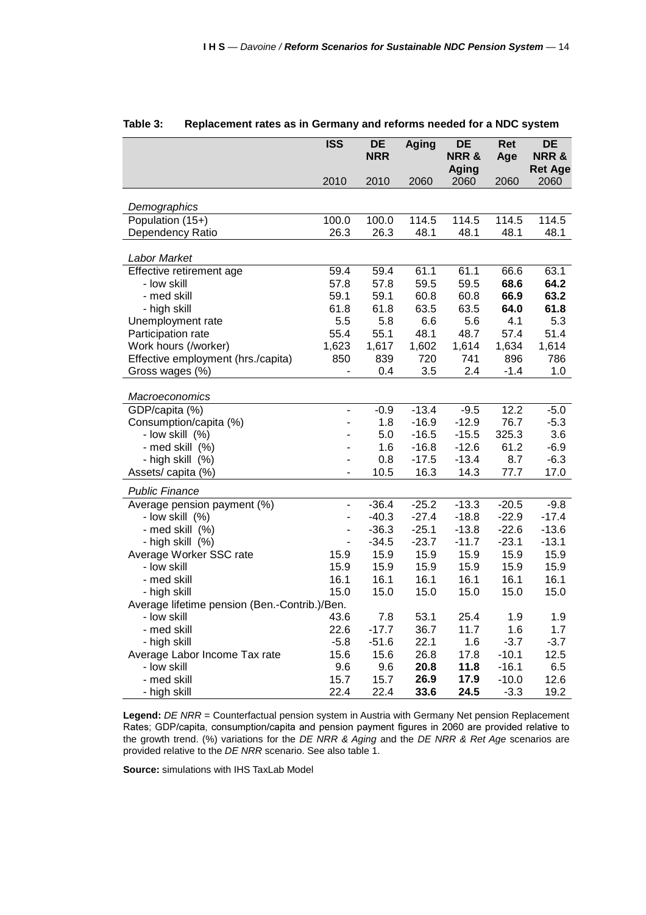**Table 3: Replacement rates as in Germany and reforms needed for a NDC system**

| | ISS | DE NRR | Aging | DE NRR & Aging | Ret Age | DE NRR & Ret Age |
|---|---|---|---|---|---|---|
| | 2010 | 2010 | 2060 | 2060 | 2060 | 2060 |
| *Demographics* | | | | | | |
| Population (15+) | 100.0 | 100.0 | 114.5 | 114.5 | 114.5 | 114.5 |
| Dependency Ratio | 26.3 | 26.3 | 48.1 | 48.1 | 48.1 | 48.1 |
| *Labor Market* | | | | | | |
| Effective retirement age | 59.4 | 59.4 | 61.1 | 61.1 | 66.6 | 63.1 |
| - low skill | 57.8 | 57.8 | 59.5 | 59.5 | **68.6** | **64.2** |
| - med skill | 59.1 | 59.1 | 60.8 | 60.8 | **66.9** | **63.2** |
| - high skill | 61.8 | 61.8 | 63.5 | 63.5 | **64.0** | **61.8** |
| Unemployment rate | 5.5 | 5.8 | 6.6 | 5.6 | 4.1 | 5.3 |
| Participation rate | 55.4 | 55.1 | 48.1 | 48.7 | 57.4 | 51.4 |
| Work hours (/worker) | 1,623 | 1,617 | 1,602 | 1,614 | 1,634 | 1,614 |
| Effective employment (hrs./capita) | 850 | 839 | 720 | 741 | 896 | 786 |
| Gross wages (%) | - | 0.4 | 3.5 | 2.4 | -1.4 | 1.0 |
| *Macroeconomics* | | | | | | |
| GDP/capita (%) | - | -0.9 | -13.4 | -9.5 | 12.2 | -5.0 |
| Consumption/capita (%) | - | 1.8 | -16.9 | -12.9 | 76.7 | -5.3 |
| - low skill (%) | - | 5.0 | -16.5 | -15.5 | 325.3 | 3.6 |
| - med skill (%) | - | 1.6 | -16.8 | -12.6 | 61.2 | -6.9 |
| - high skill (%) | - | 0.8 | -17.5 | -13.4 | 8.7 | -6.3 |
| Assets/ capita (%) | - | 10.5 | 16.3 | 14.3 | 77.7 | 17.0 |
| *Public Finance* | | | | | | |
| Average pension payment (%) | - | -36.4 | -25.2 | -13.3 | -20.5 | -9.8 |
| - low skill (%) | - | -40.3 | -27.4 | -18.8 | -22.9 | -17.4 |
| - med skill (%) | - | -36.3 | -25.1 | -13.8 | -22.6 | -13.6 |
| - high skill (%) | - | -34.5 | -23.7 | -11.7 | -23.1 | -13.1 |
| Average Worker SSC rate | 15.9 | 15.9 | 15.9 | 15.9 | 15.9 | 15.9 |
| - low skill | 15.9 | 15.9 | 15.9 | 15.9 | 15.9 | 15.9 |
| - med skill | 16.1 | 16.1 | 16.1 | 16.1 | 16.1 | 16.1 |
| - high skill | 15.0 | 15.0 | 15.0 | 15.0 | 15.0 | 15.0 |
| Average lifetime pension (Ben.-Contrib.)/Ben. | | | | | | |
| - low skill | 43.6 | 7.8 | 53.1 | 25.4 | 1.9 | 1.9 |
| - med skill | 22.6 | -17.7 | 36.7 | 11.7 | 1.6 | 1.7 |
| - high skill | -5.8 | -51.6 | 22.1 | 1.6 | -3.7 | -3.7 |
| Average Labor Income Tax rate | 15.6 | 15.6 | 26.8 | 17.8 | -10.1 | 12.5 |
| - low skill | 9.6 | 9.6 | **20.8** | **11.8** | -16.1 | 6.5 |
| - med skill | 15.7 | 15.7 | **26.9** | **17.9** | -10.0 | 12.6 |
| - high skill | 22.4 | 22.4 | **33.6** | **24.5** | -3.3 | 19.2 |

**Legend:** *DE NRR* = Counterfactual pension system in Austria with Germany Net pension Replacement Rates; GDP/capita, consumption/capita and pension payment figures in 2060 are provided relative to the growth trend. (%) variations for the *DE NRR & Aging* and the *DE NRR & Ret Age* scenarios are provided relative to the *DE NRR* scenario. See also table 1.

**Source:** simulations with IHS TaxLab Model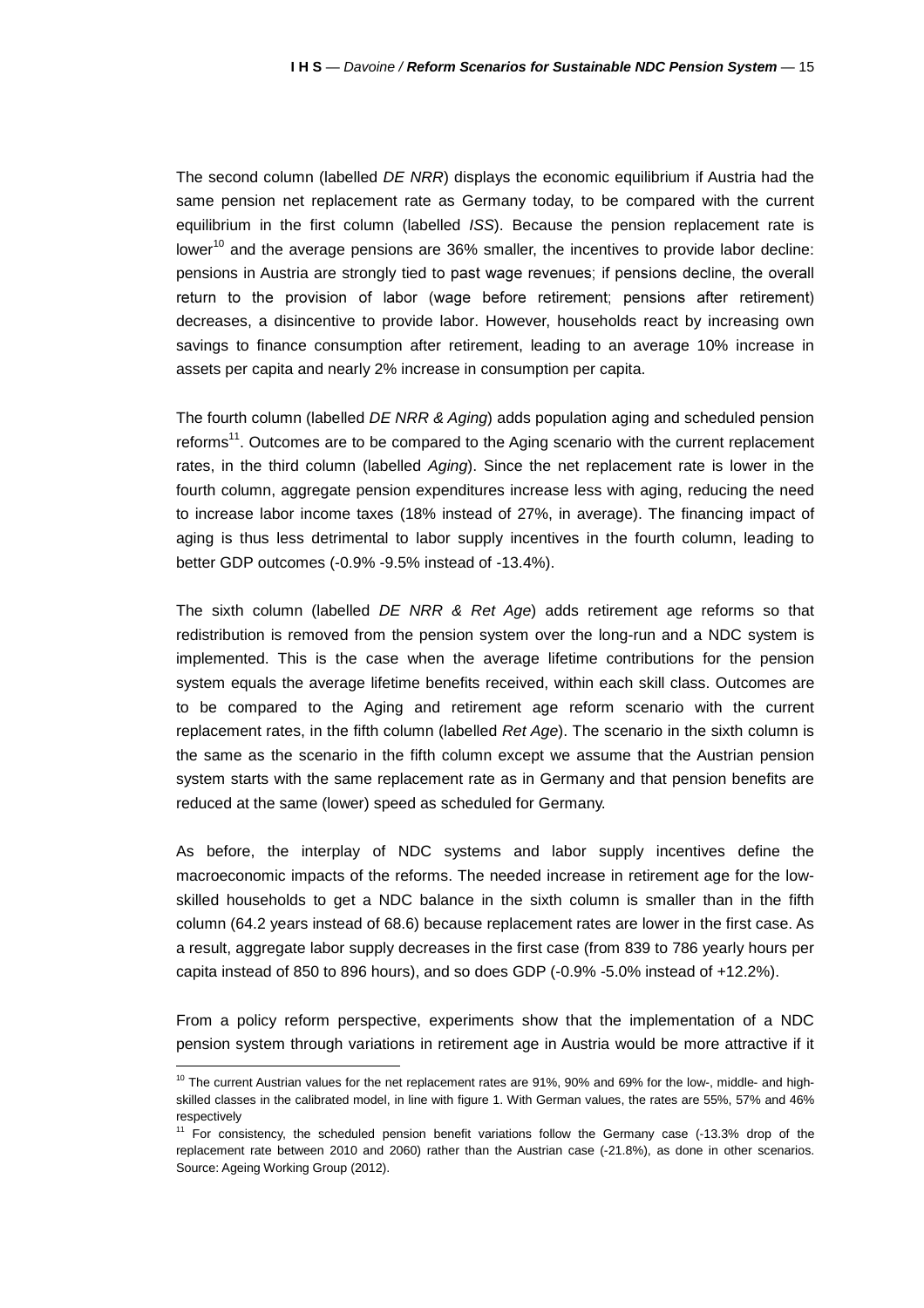The second column (labelled *DE NRR*) displays the economic equilibrium if Austria had the same pension net replacement rate as Germany today, to be compared with the current equilibrium in the first column (labelled *ISS*). Because the pension replacement rate is lower[10] and the average pensions are 36% smaller, the incentives to provide labor decline: pensions in Austria are strongly tied to past wage revenues; if pensions decline, the overall return to the provision of labor (wage before retirement; pensions after retirement) decreases, a disincentive to provide labor. However, households react by increasing own savings to finance consumption after retirement, leading to an average 10% increase in assets per capita and nearly 2% increase in consumption per capita.

The fourth column (labelled *DE NRR & Aging*) adds population aging and scheduled pension reforms[11]. Outcomes are to be compared to the Aging scenario with the current replacement rates, in the third column (labelled *Aging*). Since the net replacement rate is lower in the fourth column, aggregate pension expenditures increase less with aging, reducing the need to increase labor income taxes (18% instead of 27%, in average). The financing impact of aging is thus less detrimental to labor supply incentives in the fourth column, leading to better GDP outcomes (-0.9% -9.5% instead of -13.4%).

The sixth column (labelled *DE NRR & Ret Age*) adds retirement age reforms so that redistribution is removed from the pension system over the long-run and a NDC system is implemented. This is the case when the average lifetime contributions for the pension system equals the average lifetime benefits received, within each skill class. Outcomes are to be compared to the Aging and retirement age reform scenario with the current replacement rates, in the fifth column (labelled *Ret Age*). The scenario in the sixth column is the same as the scenario in the fifth column except we assume that the Austrian pension system starts with the same replacement rate as in Germany and that pension benefits are reduced at the same (lower) speed as scheduled for Germany.

As before, the interplay of NDC systems and labor supply incentives define the macroeconomic impacts of the reforms. The needed increase in retirement age for the low-skilled households to get a NDC balance in the sixth column is smaller than in the fifth column (64.2 years instead of 68.6) because replacement rates are lower in the first case. As a result, aggregate labor supply decreases in the first case (from 839 to 786 yearly hours per capita instead of 850 to 896 hours), and so does GDP (-0.9% -5.0% instead of +12.2%).

From a policy reform perspective, experiments show that the implementation of a NDC pension system through variations in retirement age in Austria would be more attractive if it

---

[10] The current Austrian values for the net replacement rates are 91%, 90% and 69% for the low-, middle- and high-skilled classes in the calibrated model, in line with figure 1. With German values, the rates are 55%, 57% and 46% respectively

[11] For consistency, the scheduled pension benefit variations follow the Germany case (-13.3% drop of the replacement rate between 2010 and 2060) rather than the Austrian case (-21.8%), as done in other scenarios. Source: Ageing Working Group (2012).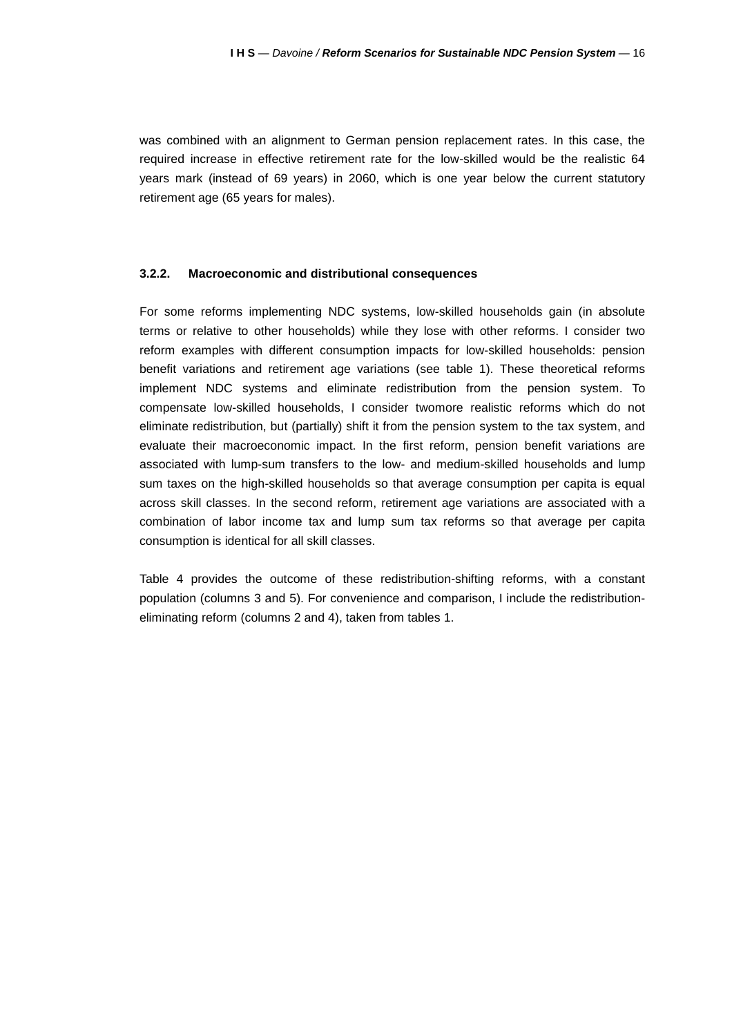was combined with an alignment to German pension replacement rates. In this case, the required increase in effective retirement rate for the low-skilled would be the realistic 64 years mark (instead of 69 years) in 2060, which is one year below the current statutory retirement age (65 years for males).

### 3.2.2. Macroeconomic and distributional consequences

For some reforms implementing NDC systems, low-skilled households gain (in absolute terms or relative to other households) while they lose with other reforms. I consider two reform examples with different consumption impacts for low-skilled households: pension benefit variations and retirement age variations (see table 1). These theoretical reforms implement NDC systems and eliminate redistribution from the pension system. To compensate low-skilled households, I consider twomore realistic reforms which do not eliminate redistribution, but (partially) shift it from the pension system to the tax system, and evaluate their macroeconomic impact. In the first reform, pension benefit variations are associated with lump-sum transfers to the low- and medium-skilled households and lump sum taxes on the high-skilled households so that average consumption per capita is equal across skill classes. In the second reform, retirement age variations are associated with a combination of labor income tax and lump sum tax reforms so that average per capita consumption is identical for all skill classes.

Table 4 provides the outcome of these redistribution-shifting reforms, with a constant population (columns 3 and 5). For convenience and comparison, I include the redistribution-eliminating reform (columns 2 and 4), taken from tables 1.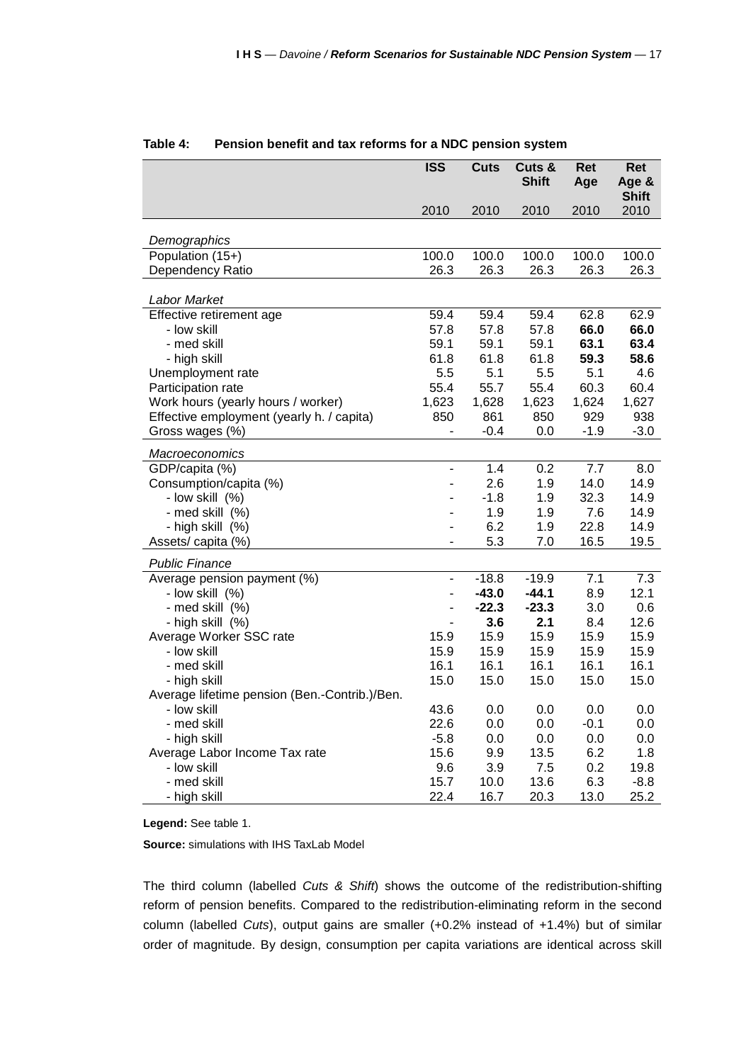**Table 4: Pension benefit and tax reforms for a NDC pension system**

| | ISS | Cuts | Cuts & Shift | Ret Age | Ret Age & Shift |
|---|---|---|---|---|---|
| | 2010 | 2010 | 2010 | 2010 | 2010 |
| *Demographics* | | | | | |
| Population (15+) | 100.0 | 100.0 | 100.0 | 100.0 | 100.0 |
| Dependency Ratio | 26.3 | 26.3 | 26.3 | 26.3 | 26.3 |
| *Labor Market* | | | | | |
| Effective retirement age | 59.4 | 59.4 | 59.4 | 62.8 | 62.9 |
| - low skill | 57.8 | 57.8 | 57.8 | **66.0** | **66.0** |
| - med skill | 59.1 | 59.1 | 59.1 | **63.1** | **63.4** |
| - high skill | 61.8 | 61.8 | 61.8 | **59.3** | **58.6** |
| Unemployment rate | 5.5 | 5.1 | 5.5 | 5.1 | 4.6 |
| Participation rate | 55.4 | 55.7 | 55.4 | 60.3 | 60.4 |
| Work hours (yearly hours / worker) | 1,623 | 1,628 | 1,623 | 1,624 | 1,627 |
| Effective employment (yearly h. / capita) | 850 | 861 | 850 | 929 | 938 |
| Gross wages (%) | - | -0.4 | 0.0 | -1.9 | -3.0 |
| *Macroeconomics* | | | | | |
| GDP/capita (%) | - | 1.4 | 0.2 | 7.7 | 8.0 |
| Consumption/capita (%) | - | 2.6 | 1.9 | 14.0 | 14.9 |
| - low skill (%) | - | -1.8 | 1.9 | 32.3 | 14.9 |
| - med skill (%) | - | 1.9 | 1.9 | 7.6 | 14.9 |
| - high skill (%) | - | 6.2 | 1.9 | 22.8 | 14.9 |
| Assets/ capita (%) | - | 5.3 | 7.0 | 16.5 | 19.5 |
| *Public Finance* | | | | | |
| Average pension payment (%) | - | -18.8 | -19.9 | 7.1 | 7.3 |
| - low skill (%) | - | **-43.0** | **-44.1** | 8.9 | 12.1 |
| - med skill (%) | - | **-22.3** | **-23.3** | 3.0 | 0.6 |
| - high skill (%) | - | **3.6** | **2.1** | 8.4 | 12.6 |
| Average Worker SSC rate | 15.9 | 15.9 | 15.9 | 15.9 | 15.9 |
| - low skill | 15.9 | 15.9 | 15.9 | 15.9 | 15.9 |
| - med skill | 16.1 | 16.1 | 16.1 | 16.1 | 16.1 |
| - high skill | 15.0 | 15.0 | 15.0 | 15.0 | 15.0 |
| Average lifetime pension (Ben.-Contrib.)/Ben. | | | | | |
| - low skill | 43.6 | 0.0 | 0.0 | 0.0 | 0.0 |
| - med skill | 22.6 | 0.0 | 0.0 | -0.1 | 0.0 |
| - high skill | -5.8 | 0.0 | 0.0 | 0.0 | 0.0 |
| Average Labor Income Tax rate | 15.6 | 9.9 | 13.5 | 6.2 | 1.8 |
| - low skill | 9.6 | 3.9 | 7.5 | 0.2 | 19.8 |
| - med skill | 15.7 | 10.0 | 13.6 | 6.3 | -8.8 |
| - high skill | 22.4 | 16.7 | 20.3 | 13.0 | 25.2 |

**Legend:** See table 1.

**Source:** simulations with IHS TaxLab Model

The third column (labelled *Cuts & Shift*) shows the outcome of the redistribution-shifting reform of pension benefits. Compared to the redistribution-eliminating reform in the second column (labelled *Cuts*), output gains are smaller (+0.2% instead of +1.4%) but of similar order of magnitude. By design, consumption per capita variations are identical across skill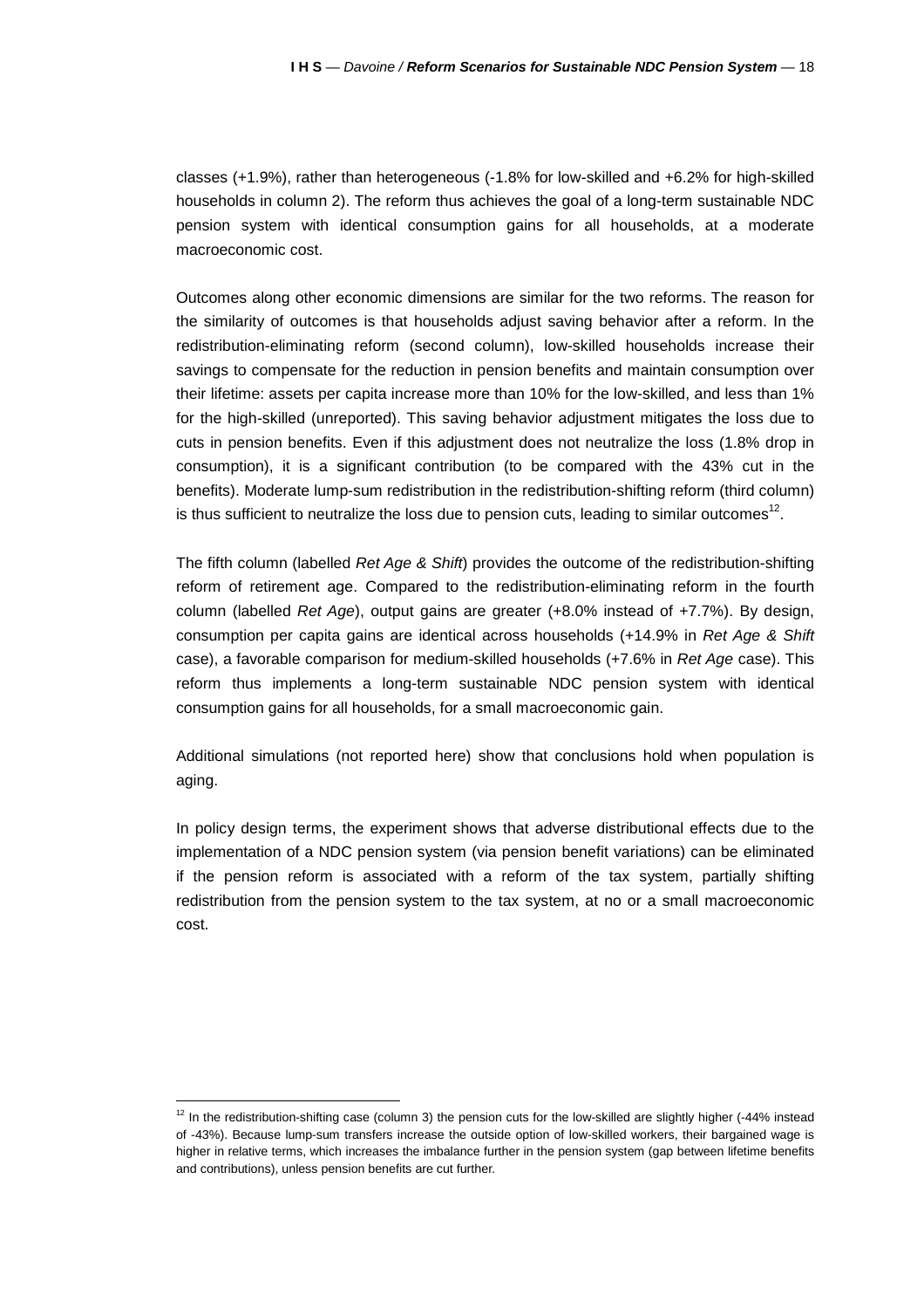classes (+1.9%), rather than heterogeneous (-1.8% for low-skilled and +6.2% for high-skilled households in column 2). The reform thus achieves the goal of a long-term sustainable NDC pension system with identical consumption gains for all households, at a moderate macroeconomic cost.

Outcomes along other economic dimensions are similar for the two reforms. The reason for the similarity of outcomes is that households adjust saving behavior after a reform. In the redistribution-eliminating reform (second column), low-skilled households increase their savings to compensate for the reduction in pension benefits and maintain consumption over their lifetime: assets per capita increase more than 10% for the low-skilled, and less than 1% for the high-skilled (unreported). This saving behavior adjustment mitigates the loss due to cuts in pension benefits. Even if this adjustment does not neutralize the loss (1.8% drop in consumption), it is a significant contribution (to be compared with the 43% cut in the benefits). Moderate lump-sum redistribution in the redistribution-shifting reform (third column) is thus sufficient to neutralize the loss due to pension cuts, leading to similar outcomes[12].

The fifth column (labelled *Ret Age & Shift*) provides the outcome of the redistribution-shifting reform of retirement age. Compared to the redistribution-eliminating reform in the fourth column (labelled *Ret Age*), output gains are greater (+8.0% instead of +7.7%). By design, consumption per capita gains are identical across households (+14.9% in *Ret Age & Shift* case), a favorable comparison for medium-skilled households (+7.6% in *Ret Age* case). This reform thus implements a long-term sustainable NDC pension system with identical consumption gains for all households, for a small macroeconomic gain.

Additional simulations (not reported here) show that conclusions hold when population is aging.

In policy design terms, the experiment shows that adverse distributional effects due to the implementation of a NDC pension system (via pension benefit variations) can be eliminated if the pension reform is associated with a reform of the tax system, partially shifting redistribution from the pension system to the tax system, at no or a small macroeconomic cost.

---

[12] In the redistribution-shifting case (column 3) the pension cuts for the low-skilled are slightly higher (-44% instead of -43%). Because lump-sum transfers increase the outside option of low-skilled workers, their bargained wage is higher in relative terms, which increases the imbalance further in the pension system (gap between lifetime benefits and contributions), unless pension benefits are cut further.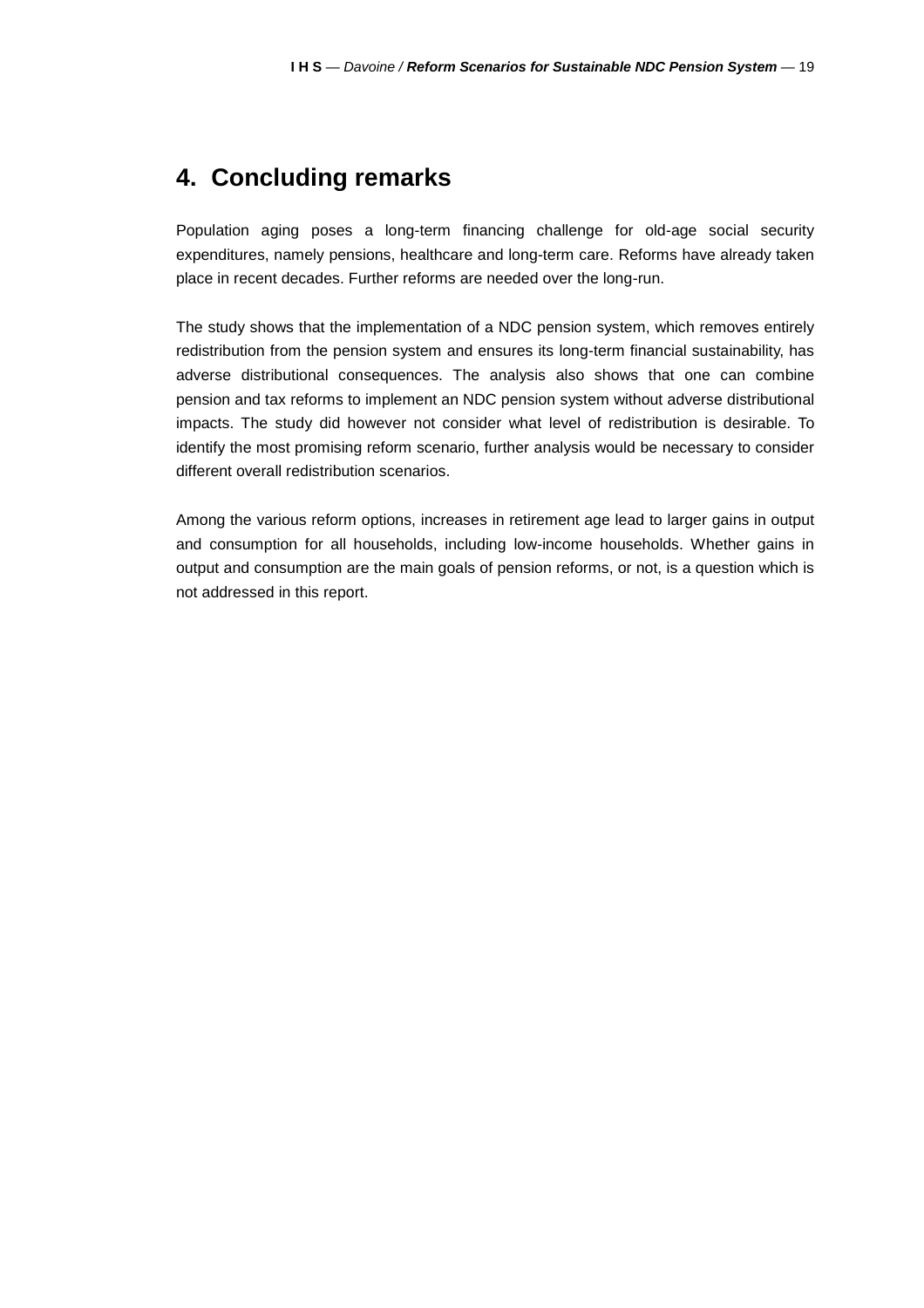## 4. Concluding remarks

Population aging poses a long-term financing challenge for old-age social security expenditures, namely pensions, healthcare and long-term care. Reforms have already taken place in recent decades. Further reforms are needed over the long-run.

The study shows that the implementation of a NDC pension system, which removes entirely redistribution from the pension system and ensures its long-term financial sustainability, has adverse distributional consequences. The analysis also shows that one can combine pension and tax reforms to implement an NDC pension system without adverse distributional impacts. The study did however not consider what level of redistribution is desirable. To identify the most promising reform scenario, further analysis would be necessary to consider different overall redistribution scenarios.

Among the various reform options, increases in retirement age lead to larger gains in output and consumption for all households, including low-income households. Whether gains in output and consumption are the main goals of pension reforms, or not, is a question which is not addressed in this report.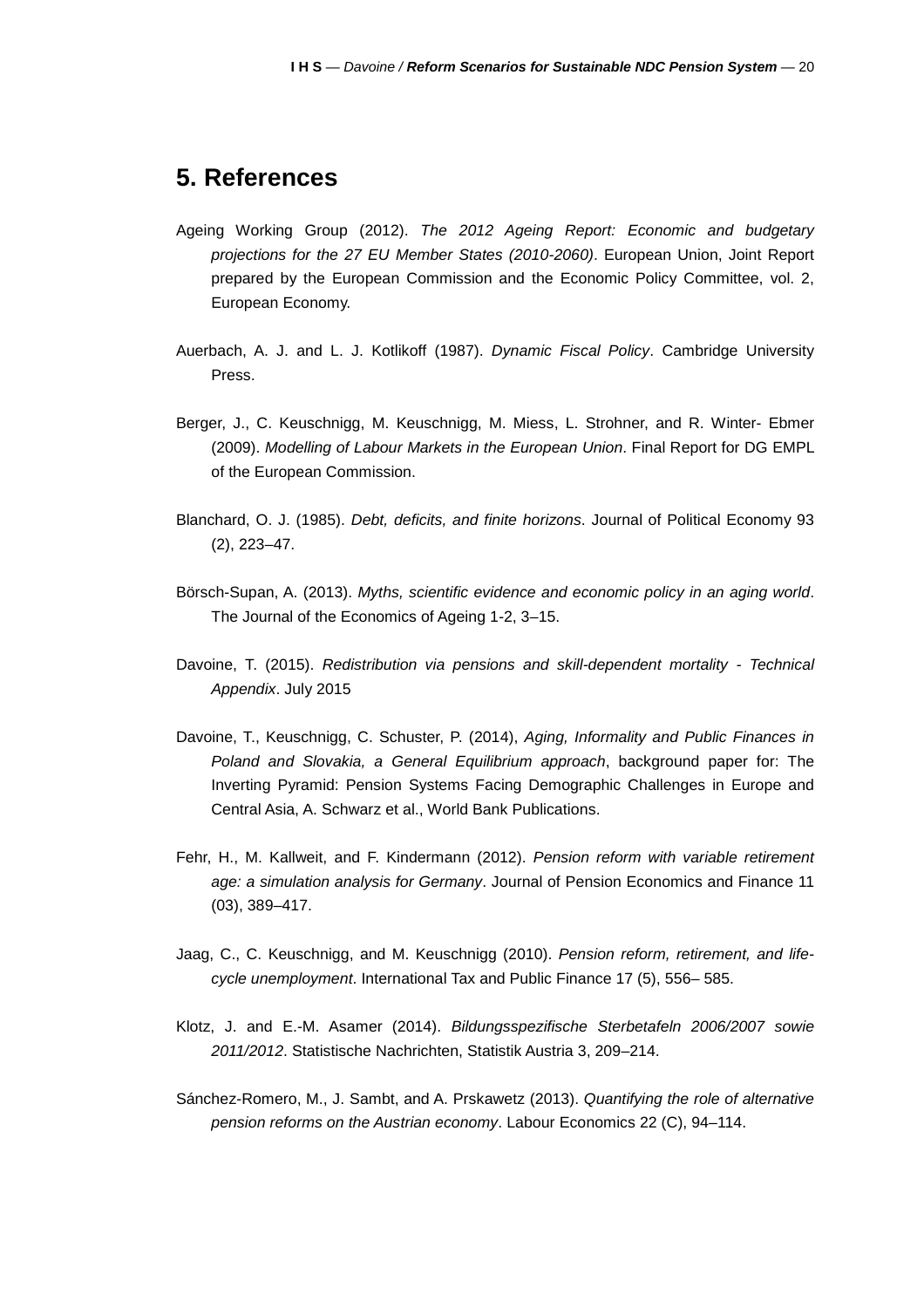## 5. References

Ageing Working Group (2012). *The 2012 Ageing Report: Economic and budgetary projections for the 27 EU Member States (2010-2060)*. European Union, Joint Report prepared by the European Commission and the Economic Policy Committee, vol. 2, European Economy.

Auerbach, A. J. and L. J. Kotlikoff (1987). *Dynamic Fiscal Policy*. Cambridge University Press.

Berger, J., C. Keuschnigg, M. Keuschnigg, M. Miess, L. Strohner, and R. Winter- Ebmer (2009). *Modelling of Labour Markets in the European Union*. Final Report for DG EMPL of the European Commission.

Blanchard, O. J. (1985). *Debt, deficits, and finite horizons*. Journal of Political Economy 93 (2), 223–47.

Börsch-Supan, A. (2013). *Myths, scientific evidence and economic policy in an aging world*. The Journal of the Economics of Ageing 1-2, 3–15.

Davoine, T. (2015). *Redistribution via pensions and skill-dependent mortality - Technical Appendix*. July 2015

Davoine, T., Keuschnigg, C. Schuster, P. (2014), *Aging, Informality and Public Finances in Poland and Slovakia, a General Equilibrium approach*, background paper for: The Inverting Pyramid: Pension Systems Facing Demographic Challenges in Europe and Central Asia, A. Schwarz et al., World Bank Publications.

Fehr, H., M. Kallweit, and F. Kindermann (2012). *Pension reform with variable retirement age: a simulation analysis for Germany*. Journal of Pension Economics and Finance 11 (03), 389–417.

Jaag, C., C. Keuschnigg, and M. Keuschnigg (2010). *Pension reform, retirement, and life-cycle unemployment*. International Tax and Public Finance 17 (5), 556– 585.

Klotz, J. and E.-M. Asamer (2014). *Bildungsspezifische Sterbetafeln 2006/2007 sowie 2011/2012*. Statistische Nachrichten, Statistik Austria 3, 209–214.

Sánchez-Romero, M., J. Sambt, and A. Prskawetz (2013). *Quantifying the role of alternative pension reforms on the Austrian economy*. Labour Economics 22 (C), 94–114.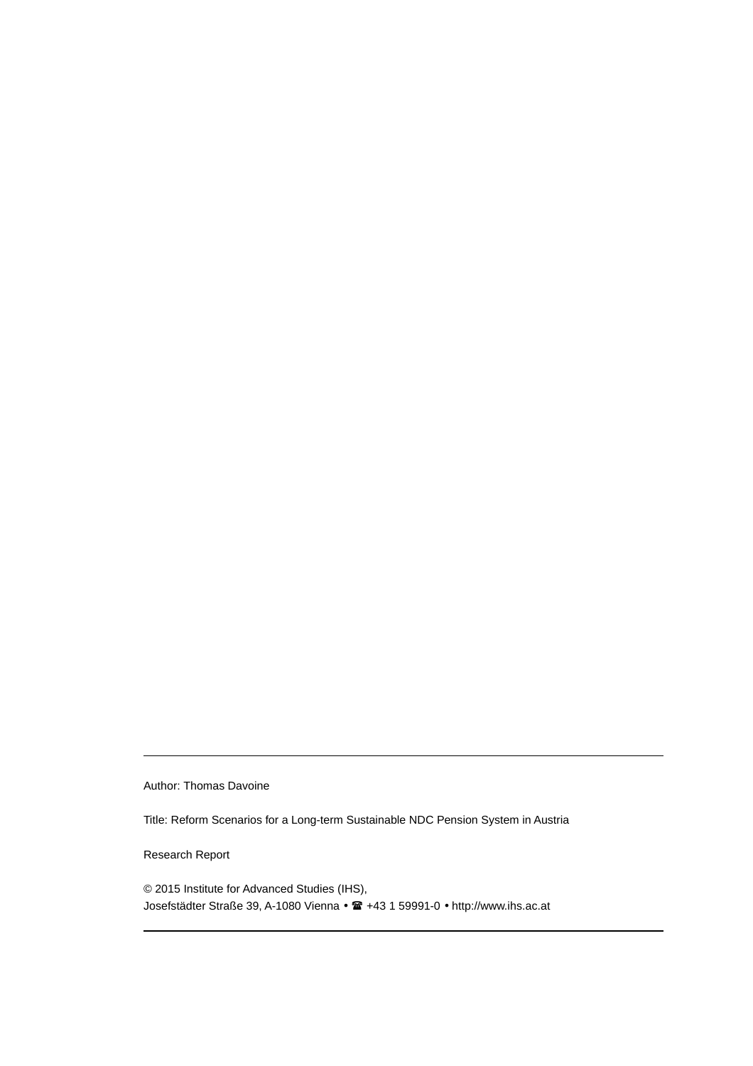---

Author: Thomas Davoine

Title: Reform Scenarios for a Long-term Sustainable NDC Pension System in Austria

Research Report

© 2015 Institute for Advanced Studies (IHS),
Josefstädter Straße 39, A-1080 Vienna • ☎ +43 1 59991-0 • http://www.ihs.ac.at

---